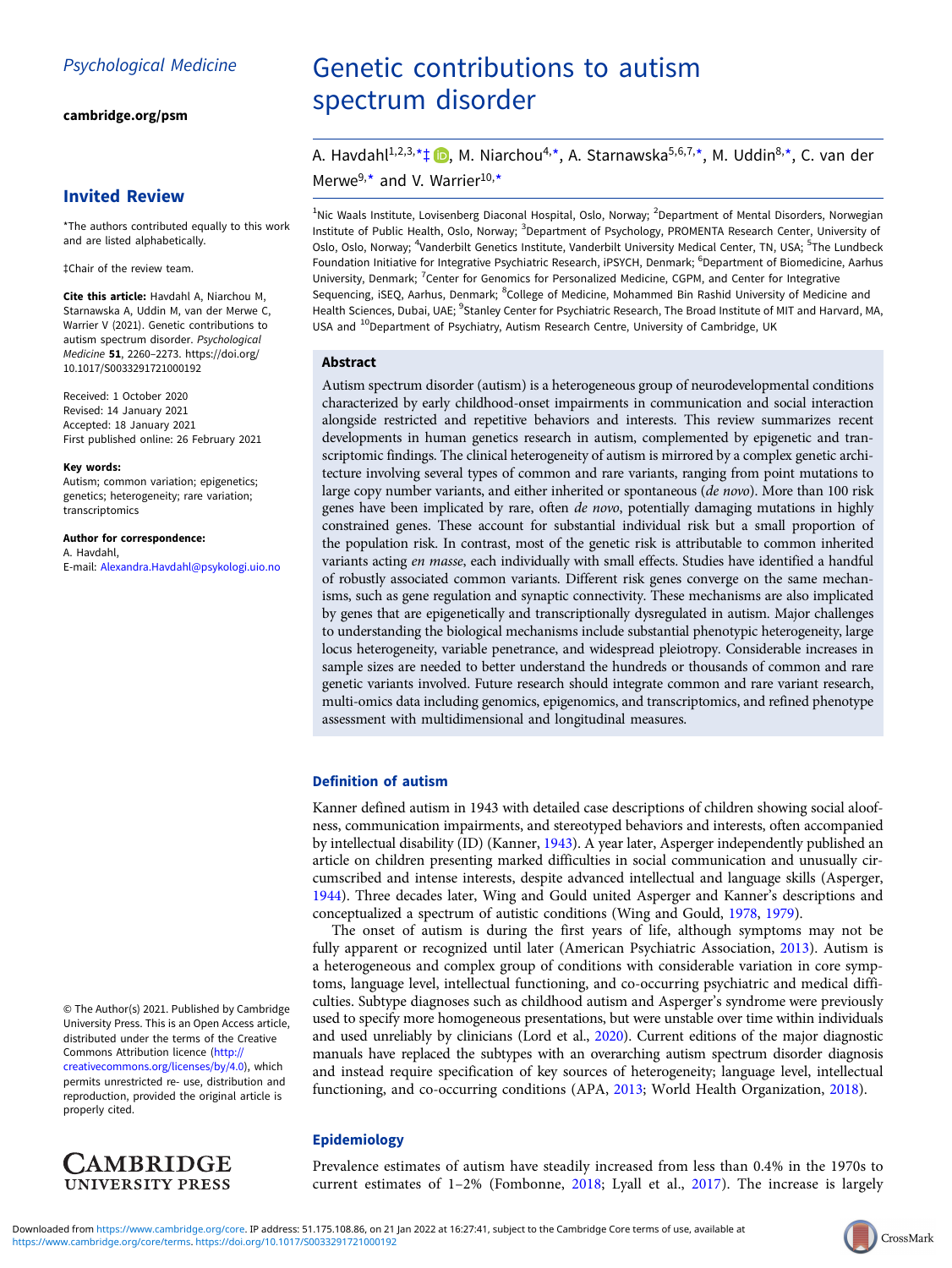Psychological Medicine

cambridge.org/psm

## Invited Review

*The authors contributed equally to this work and are listed alphabetically.

‡Chair of the review team.

**Cite this article:** Havdahl A, Niarchou M, Starnawska A, Uddin M, van der Merwe C, Warrier V (2021). Genetic contributions to autism spectrum disorder. *Psychological Medicine* **51**, 2260–2273. https://doi.org/10.1017/S0033291721000192

Received: 1 October 2020
Revised: 14 January 2021
Accepted: 18 January 2021
First published online: 26 February 2021

**Key words:**
Autism; common variation; epigenetics; genetics; heterogeneity; rare variation; transcriptomics

**Author for correspondence:**
A. Havdahl,
E-mail: Alexandra.Havdahl@psykologi.uio.no

© The Author(s) 2021. Published by Cambridge University Press. This is an Open Access article, distributed under the terms of the Creative Commons Attribution licence (http://creativecommons.org/licenses/by/4.0), which permits unrestricted re- use, distribution and reproduction, provided the original article is properly cited.

# Genetic contributions to autism spectrum disorder

A. Havdahl[1,2,3,*‡], M. Niarchou[4,*], A. Starnawska[5,6,7,*], M. Uddin[8,*], C. van der Merwe[9,*] and V. Warrier[10,*]

[1]Nic Waals Institute, Lovisenberg Diaconal Hospital, Oslo, Norway; [2]Department of Mental Disorders, Norwegian Institute of Public Health, Oslo, Norway; [3]Department of Psychology, PROMENTA Research Center, University of Oslo, Oslo, Norway; [4]Vanderbilt Genetics Institute, Vanderbilt University Medical Center, TN, USA; [5]The Lundbeck Foundation Initiative for Integrative Psychiatric Research, iPSYCH, Denmark; [6]Department of Biomedicine, Aarhus University, Denmark; [7]Center for Genomics for Personalized Medicine, CGPM, and Center for Integrative Sequencing, iSEQ, Aarhus, Denmark; [8]College of Medicine, Mohammed Bin Rashid University of Medicine and Health Sciences, Dubai, UAE; [9]Stanley Center for Psychiatric Research, The Broad Institute of MIT and Harvard, MA, USA and [10]Department of Psychiatry, Autism Research Centre, University of Cambridge, UK

### Abstract

Autism spectrum disorder (autism) is a heterogeneous group of neurodevelopmental conditions characterized by early childhood-onset impairments in communication and social interaction alongside restricted and repetitive behaviors and interests. This review summarizes recent developments in human genetics research in autism, complemented by epigenetic and transcriptomic findings. The clinical heterogeneity of autism is mirrored by a complex genetic architecture involving several types of common and rare variants, ranging from point mutations to large copy number variants, and either inherited or spontaneous (*de novo*). More than 100 risk genes have been implicated by rare, often *de novo*, potentially damaging mutations in highly constrained genes. These account for substantial individual risk but a small proportion of the population risk. In contrast, most of the genetic risk is attributable to common inherited variants acting *en masse*, each individually with small effects. Studies have identified a handful of robustly associated common variants. Different risk genes converge on the same mechanisms, such as gene regulation and synaptic connectivity. These mechanisms are also implicated by genes that are epigenetically and transcriptionally dysregulated in autism. Major challenges to understanding the biological mechanisms include substantial phenotypic heterogeneity, large locus heterogeneity, variable penetrance, and widespread pleiotropy. Considerable increases in sample sizes are needed to better understand the hundreds or thousands of common and rare genetic variants involved. Future research should integrate common and rare variant research, multi-omics data including genomics, epigenomics, and transcriptomics, and refined phenotype assessment with multidimensional and longitudinal measures.

## Definition of autism

Kanner defined autism in 1943 with detailed case descriptions of children showing social aloofness, communication impairments, and stereotyped behaviors and interests, often accompanied by intellectual disability (ID) (Kanner, 1943). A year later, Asperger independently published an article on children presenting marked difficulties in social communication and unusually circumscribed and intense interests, despite advanced intellectual and language skills (Asperger, 1944). Three decades later, Wing and Gould united Asperger and Kanner's descriptions and conceptualized a spectrum of autistic conditions (Wing and Gould, 1978, 1979).

The onset of autism is during the first years of life, although symptoms may not be fully apparent or recognized until later (American Psychiatric Association, 2013). Autism is a heterogeneous and complex group of conditions with considerable variation in core symptoms, language level, intellectual functioning, and co-occurring psychiatric and medical difficulties. Subtype diagnoses such as childhood autism and Asperger's syndrome were previously used to specify more homogeneous presentations, but were unstable over time within individuals and used unreliably by clinicians (Lord et al., 2020). Current editions of the major diagnostic manuals have replaced the subtypes with an overarching autism spectrum disorder diagnosis and instead require specification of key sources of heterogeneity; language level, intellectual functioning, and co-occurring conditions (APA, 2013; World Health Organization, 2018).

## Epidemiology

Prevalence estimates of autism have steadily increased from less than 0.4% in the 1970s to current estimates of 1–2% (Fombonne, 2018; Lyall et al., 2017). The increase is largely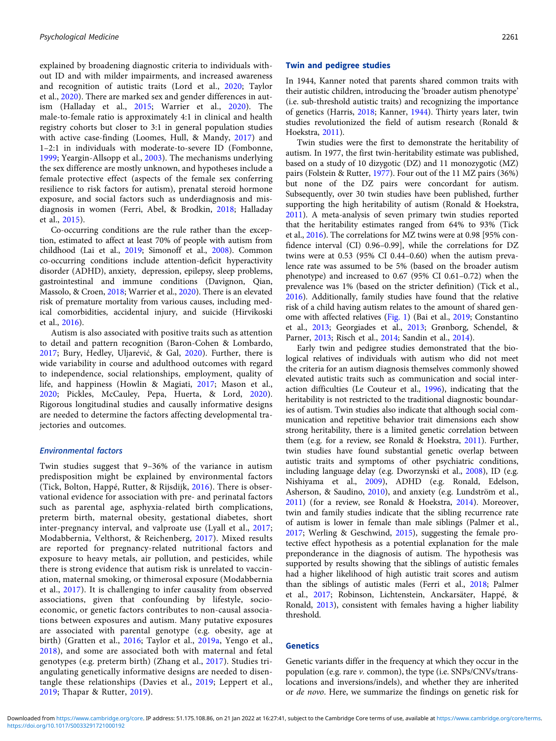explained by broadening diagnostic criteria to individuals without ID and with milder impairments, and increased awareness and recognition of autistic traits (Lord et al., 2020; Taylor et al., 2020). There are marked sex and gender differences in autism (Halladay et al., 2015; Warrier et al., 2020). The male-to-female ratio is approximately 4:1 in clinical and health registry cohorts but closer to 3:1 in general population studies with active case-finding (Loomes, Hull, & Mandy, 2017) and 1–2:1 in individuals with moderate-to-severe ID (Fombonne, 1999; Yeargin-Allsopp et al., 2003). The mechanisms underlying the sex difference are mostly unknown, and hypotheses include a female protective effect (aspects of the female sex conferring resilience to risk factors for autism), prenatal steroid hormone exposure, and social factors such as underdiagnosis and misdiagnosis in women (Ferri, Abel, & Brodkin, 2018; Halladay et al., 2015).

Co-occurring conditions are the rule rather than the exception, estimated to affect at least 70% of people with autism from childhood (Lai et al., 2019; Simonoff et al., 2008). Common co-occurring conditions include attention-deficit hyperactivity disorder (ADHD), anxiety, depression, epilepsy, sleep problems, gastrointestinal and immune conditions (Davignon, Qian, Massolo, & Croen, 2018; Warrier et al., 2020). There is an elevated risk of premature mortality from various causes, including medical comorbidities, accidental injury, and suicide (Hirvikoski et al., 2016).

Autism is also associated with positive traits such as attention to detail and pattern recognition (Baron-Cohen & Lombardo, 2017; Bury, Hedley, Uljarević, & Gal, 2020). Further, there is wide variability in course and adulthood outcomes with regard to independence, social relationships, employment, quality of life, and happiness (Howlin & Magiati, 2017; Mason et al., 2020; Pickles, McCauley, Pepa, Huerta, & Lord, 2020). Rigorous longitudinal studies and causally informative designs are needed to determine the factors affecting developmental trajectories and outcomes.

### *Environmental factors*

Twin studies suggest that 9–36% of the variance in autism predisposition might be explained by environmental factors (Tick, Bolton, Happé, Rutter, & Rijsdijk, 2016). There is observational evidence for association with pre- and perinatal factors such as parental age, asphyxia-related birth complications, preterm birth, maternal obesity, gestational diabetes, short inter-pregnancy interval, and valproate use (Lyall et al., 2017; Modabbernia, Velthorst, & Reichenberg, 2017). Mixed results are reported for pregnancy-related nutritional factors and exposure to heavy metals, air pollution, and pesticides, while there is strong evidence that autism risk is unrelated to vaccination, maternal smoking, or thimerosal exposure (Modabbernia et al., 2017). It is challenging to infer causality from observed associations, given that confounding by lifestyle, socioeconomic, or genetic factors contributes to non-causal associations between exposures and autism. Many putative exposures are associated with parental genotype (e.g. obesity, age at birth) (Gratten et al., 2016; Taylor et al., 2019a, Yengo et al., 2018), and some are associated both with maternal and fetal genotypes (e.g. preterm birth) (Zhang et al., 2017). Studies triangulating genetically informative designs are needed to disentangle these relationships (Davies et al., 2019; Leppert et al., 2019; Thapar & Rutter, 2019).

## Twin and pedigree studies

In 1944, Kanner noted that parents shared common traits with their autistic children, introducing the 'broader autism phenotype' (i.e. sub-threshold autistic traits) and recognizing the importance of genetics (Harris, 2018; Kanner, 1944). Thirty years later, twin studies revolutionized the field of autism research (Ronald & Hoekstra, 2011).

Twin studies were the first to demonstrate the heritability of autism. In 1977, the first twin-heritability estimate was published, based on a study of 10 dizygotic (DZ) and 11 monozygotic (MZ) pairs (Folstein & Rutter, 1977). Four out of the 11 MZ pairs (36%) but none of the DZ pairs were concordant for autism. Subsequently, over 30 twin studies have been published, further supporting the high heritability of autism (Ronald & Hoekstra, 2011). A meta-analysis of seven primary twin studies reported that the heritability estimates ranged from 64% to 93% (Tick et al., 2016). The correlations for MZ twins were at 0.98 [95% confidence interval (CI) 0.96–0.99], while the correlations for DZ twins were at 0.53 (95% CI 0.44–0.60) when the autism prevalence rate was assumed to be 5% (based on the broader autism phenotype) and increased to 0.67 (95% CI 0.61–0.72) when the prevalence was 1% (based on the stricter definition) (Tick et al., 2016). Additionally, family studies have found that the relative risk of a child having autism relates to the amount of shared genome with affected relatives (Fig. 1) (Bai et al., 2019; Constantino et al., 2013; Georgiades et al., 2013; Grønborg, Schendel, & Parner, 2013; Risch et al., 2014; Sandin et al., 2014).

Early twin and pedigree studies demonstrated that the biological relatives of individuals with autism who did not meet the criteria for an autism diagnosis themselves commonly showed elevated autistic traits such as communication and social interaction difficulties (Le Couteur et al., 1996), indicating that the heritability is not restricted to the traditional diagnostic boundaries of autism. Twin studies also indicate that although social communication and repetitive behavior trait dimensions each show strong heritability, there is a limited genetic correlation between them (e.g. for a review, see Ronald & Hoekstra, 2011). Further, twin studies have found substantial genetic overlap between autistic traits and symptoms of other psychiatric conditions, including language delay (e.g. Dworzynski et al., 2008), ID (e.g. Nishiyama et al., 2009), ADHD (e.g. Ronald, Edelson, Asherson, & Saudino, 2010), and anxiety (e.g. Lundström et al., 2011) (for a review, see Ronald & Hoekstra, 2014). Moreover, twin and family studies indicate that the sibling recurrence rate of autism is lower in female than male siblings (Palmer et al., 2017; Werling & Geschwind, 2015), suggesting the female protective effect hypothesis as a potential explanation for the male preponderance in the diagnosis of autism. The hypothesis was supported by results showing that the siblings of autistic females had a higher likelihood of high autistic trait scores and autism than the siblings of autistic males (Ferri et al., 2018; Palmer et al., 2017; Robinson, Lichtenstein, Anckarsäter, Happé, & Ronald, 2013), consistent with females having a higher liability threshold.

## Genetics

Genetic variants differ in the frequency at which they occur in the population (e.g. rare *v.* common), the type (i.e. SNPs/CNVs/translocations and inversions/indels), and whether they are inherited or *de novo*. Here, we summarize the findings on genetic risk for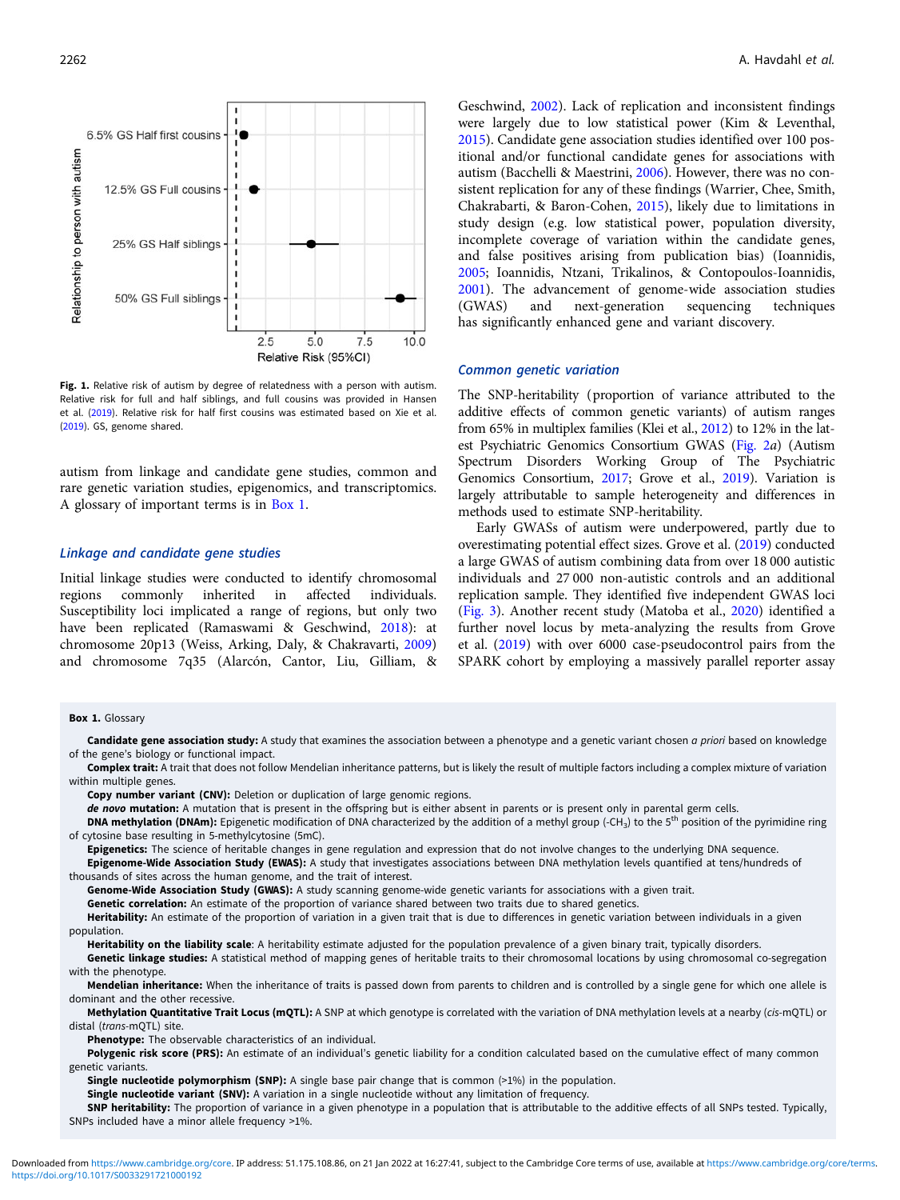Fig. 1. Relative risk of autism by degree of relatedness with a person with autism. Relative risk for full and half siblings, and full cousins was provided in Hansen et al. (2019). Relative risk for half first cousins was estimated based on Xie et al. (2019). GS, genome shared.

autism from linkage and candidate gene studies, common and rare genetic variation studies, epigenomics, and transcriptomics. A glossary of important terms is in Box 1.

### Linkage and candidate gene studies

Initial linkage studies were conducted to identify chromosomal regions commonly inherited in affected individuals. Susceptibility loci implicated a range of regions, but only two have been replicated (Ramaswami & Geschwind, 2018): at chromosome 20p13 (Weiss, Arking, Daly, & Chakravarti, 2009) and chromosome 7q35 (Alarcón, Cantor, Liu, Gilliam, & Geschwind, 2002). Lack of replication and inconsistent findings were largely due to low statistical power (Kim & Leventhal, 2015). Candidate gene association studies identified over 100 positional and/or functional candidate genes for associations with autism (Bacchelli & Maestrini, 2006). However, there was no consistent replication for any of these findings (Warrier, Chee, Smith, Chakrabarti, & Baron-Cohen, 2015), likely due to limitations in study design (e.g. low statistical power, population diversity, incomplete coverage of variation within the candidate genes, and false positives arising from publication bias) (Ioannidis, 2005; Ioannidis, Ntzani, Trikalinos, & Contopoulos-Ioannidis, 2001). The advancement of genome-wide association studies (GWAS) and next-generation sequencing techniques has significantly enhanced gene and variant discovery.

### Common genetic variation

The SNP-heritability (proportion of variance attributed to the additive effects of common genetic variants) of autism ranges from 65% in multiplex families (Klei et al., 2012) to 12% in the latest Psychiatric Genomics Consortium GWAS (Fig. 2*a*) (Autism Spectrum Disorders Working Group of The Psychiatric Genomics Consortium, 2017; Grove et al., 2019). Variation is largely attributable to sample heterogeneity and differences in methods used to estimate SNP-heritability.

Early GWASs of autism were underpowered, partly due to overestimating potential effect sizes. Grove et al. (2019) conducted a large GWAS of autism combining data from over 18 000 autistic individuals and 27 000 non-autistic controls and an additional replication sample. They identified five independent GWAS loci (Fig. 3). Another recent study (Matoba et al., 2020) identified a further novel locus by meta-analyzing the results from Grove et al. (2019) with over 6000 case-pseudocontrol pairs from the SPARK cohort by employing a massively parallel reporter assay

**Box 1.** Glossary

**Candidate gene association study:** A study that examines the association between a phenotype and a genetic variant chosen *a priori* based on knowledge of the gene's biology or functional impact.

**Complex trait:** A trait that does not follow Mendelian inheritance patterns, but is likely the result of multiple factors including a complex mixture of variation within multiple genes.

**Copy number variant (CNV):** Deletion or duplication of large genomic regions.

***de novo* mutation:** A mutation that is present in the offspring but is either absent in parents or is present only in parental germ cells.

**DNA methylation (DNAm):** Epigenetic modification of DNA characterized by the addition of a methyl group ($-CH_3$) to the 5[th] position of the pyrimidine ring of cytosine base resulting in 5-methylcytosine (5mC).

**Epigenetics:** The science of heritable changes in gene regulation and expression that do not involve changes to the underlying DNA sequence.

**Epigenome-Wide Association Study (EWAS):** A study that investigates associations between DNA methylation levels quantified at tens/hundreds of thousands of sites across the human genome, and the trait of interest.

**Genome-Wide Association Study (GWAS):** A study scanning genome-wide genetic variants for associations with a given trait.

**Genetic correlation:** An estimate of the proportion of variance shared between two traits due to shared genetics.

**Heritability:** An estimate of the proportion of variation in a given trait that is due to differences in genetic variation between individuals in a given population.

**Heritability on the liability scale**: An heritability estimate adjusted for the population prevalence of a given binary trait, typically disorders.

**Genetic linkage studies:** A statistical method of mapping genes of heritable traits to their chromosomal locations by using chromosomal co-segregation with the phenotype.

**Mendelian inheritance:** When the inheritance of traits is passed down from parents to children and is controlled by a single gene for which one allele is dominant and the other recessive.

**Methylation Quantitative Trait Locus (mQTL):** A SNP at which genotype is correlated with the variation of DNA methylation levels at a nearby (*cis*-mQTL) or distal (*trans*-mQTL) site.

**Phenotype:** The observable characteristics of an individual.

**Polygenic risk score (PRS):** An estimate of an individual's genetic liability for a condition calculated based on the cumulative effect of many common genetic variants.

**Single nucleotide polymorphism (SNP):** A single base pair change that is common (>1%) in the population.

**Single nucleotide variant (SNV):** A variation in a single nucleotide without any limitation of frequency.

**SNP heritability:** The proportion of variance in a given phenotype in a population that is attributable to the additive effects of all SNPs tested. Typically, SNPs included have a minor allele frequency >1%.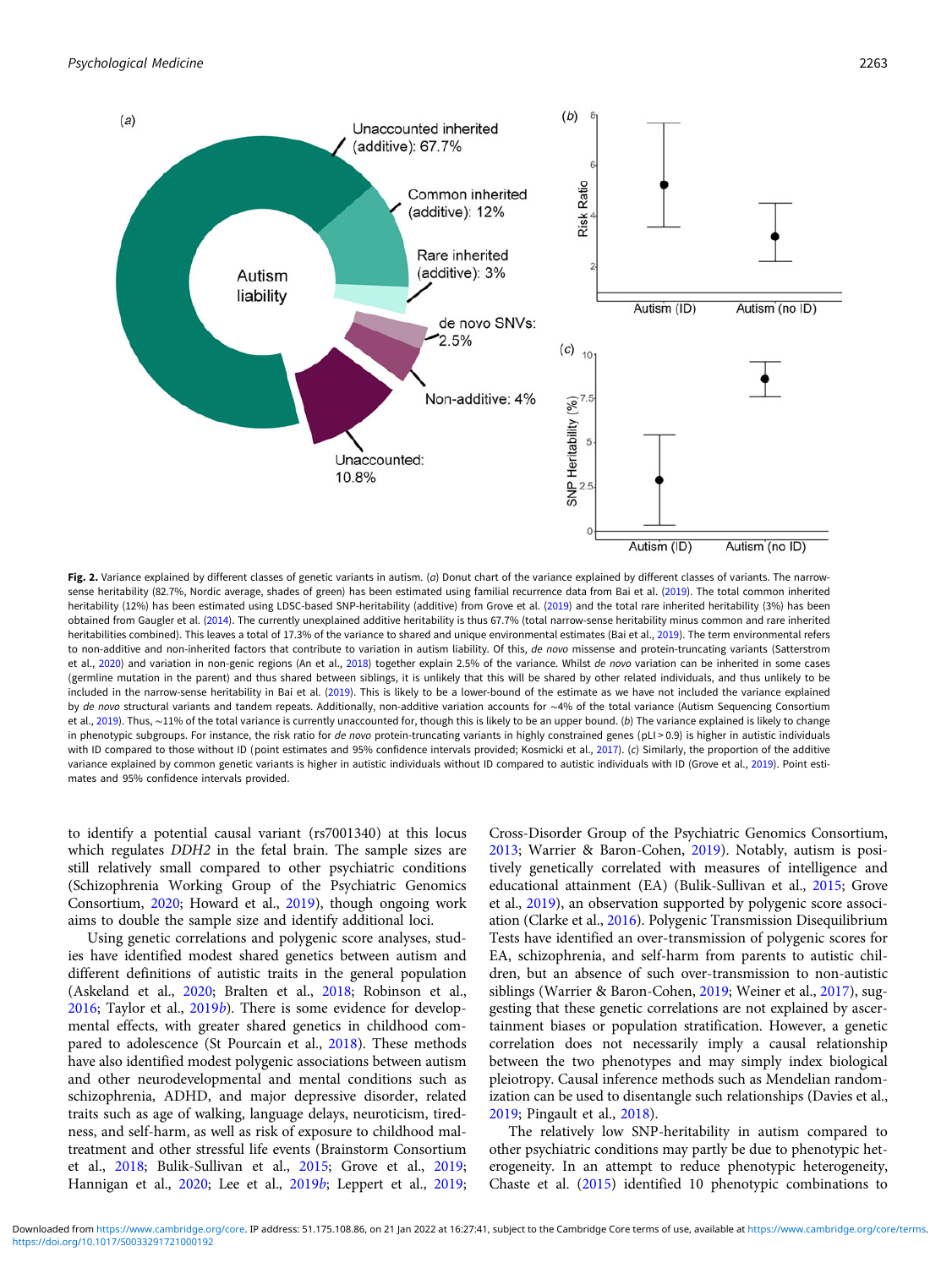**Fig. 2.** Variance explained by different classes of genetic variants in autism. (*a*) Donut chart of the variance explained by different classes of variants. The narrow-sense heritability (82.7%, Nordic average, shades of green) has been estimated using familial recurrence data from Bai et al. (2019). The total common inherited heritability (12%) has been estimated using LDSC-based SNP-heritability (additive) from Grove et al. (2019) and the total rare inherited heritability (3%) has been obtained from Gaugler et al. (2014). The currently unexplained additive heritability is thus 67.7% (total narrow-sense heritability minus common and rare inherited heritabilities combined). This leaves a total of 17.3% of the variance to shared and unique environmental estimates (Bai et al., 2019). The term environmental refers to non-additive and non-inherited factors that contribute to variation in autism liability. Of this, *de novo* missense and protein-truncating variants (Satterstrom et al., 2020) and variation in non-genic regions (An et al., 2018) together explain 2.5% of the variance. Whilst *de novo* variation can be inherited in some cases (germline mutation in the parent) and thus shared between siblings, it is unlikely that this will be shared by other related individuals, and thus unlikely to be included in the narrow-sense heritability in Bai et al. (2019). This is likely to be a lower-bound of the estimate as we have not included the variance explained by *de novo* structural variants and tandem repeats. Additionally, non-additive variation accounts for ∼4% of the total variance (Autism Sequencing Consortium et al., 2019). Thus, ∼11% of the total variance is currently unaccounted for, though this is likely to be an upper bound. (*b*) The variance explained is likely to change in phenotypic subgroups. For instance, the risk ratio for *de novo* protein-truncating variants in highly constrained genes (pLI > 0.9) is higher in autistic individuals with ID compared to those without ID (point estimates and 95% confidence intervals provided; Kosmicki et al., 2017). (*c*) Similarly, the proportion of the additive variance explained by common genetic variants is higher in autistic individuals without ID compared to autistic individuals with ID (Grove et al., 2019). Point estimates and 95% confidence intervals provided.

to identify a potential causal variant (rs7001340) at this locus which regulates *DDH2* in the fetal brain. The sample sizes are still relatively small compared to other psychiatric conditions (Schizophrenia Working Group of the Psychiatric Genomics Consortium, 2020; Howard et al., 2019), though ongoing work aims to double the sample size and identify additional loci.

Using genetic correlations and polygenic score analyses, studies have identified modest shared genetics between autism and different definitions of autistic traits in the general population (Askeland et al., 2020; Bralten et al., 2018; Robinson et al., 2016; Taylor et al., 2019*b*). There is some evidence for developmental effects, with greater shared genetics in childhood compared to adolescence (St Pourcain et al., 2018). These methods have also identified modest polygenic associations between autism and other neurodevelopmental and mental conditions such as schizophrenia, ADHD, and major depressive disorder, related traits such as age of walking, language delays, neuroticism, tiredness, and self-harm, as well as risk of exposure to childhood maltreatment and other stressful life events (Brainstorm Consortium et al., 2018; Bulik-Sullivan et al., 2015; Grove et al., 2019; Hannigan et al., 2020; Lee et al., 2019*b*; Leppert et al., 2019; Cross-Disorder Group of the Psychiatric Genomics Consortium, 2013; Warrier & Baron-Cohen, 2019). Notably, autism is positively genetically correlated with measures of intelligence and educational attainment (EA) (Bulik-Sullivan et al., 2015; Grove et al., 2019), an observation supported by polygenic score association (Clarke et al., 2016). Polygenic Transmission Disequilibrium Tests have identified an over-transmission of polygenic scores for EA, schizophrenia, and self-harm from parents to autistic children, but an absence of such over-transmission to non-autistic siblings (Warrier & Baron-Cohen, 2019; Weiner et al., 2017), suggesting that these genetic correlations are not explained by ascertainment biases or population stratification. However, a genetic correlation does not necessarily imply a causal relationship between the two phenotypes and may simply index biological pleiotropy. Causal inference methods such as Mendelian randomization can be used to disentangle such relationships (Davies et al., 2019; Pingault et al., 2018).

The relatively low SNP-heritability in autism compared to other psychiatric conditions may partly be due to phenotypic heterogeneity. In an attempt to reduce phenotypic heterogeneity, Chaste et al. (2015) identified 10 phenotypic combinations to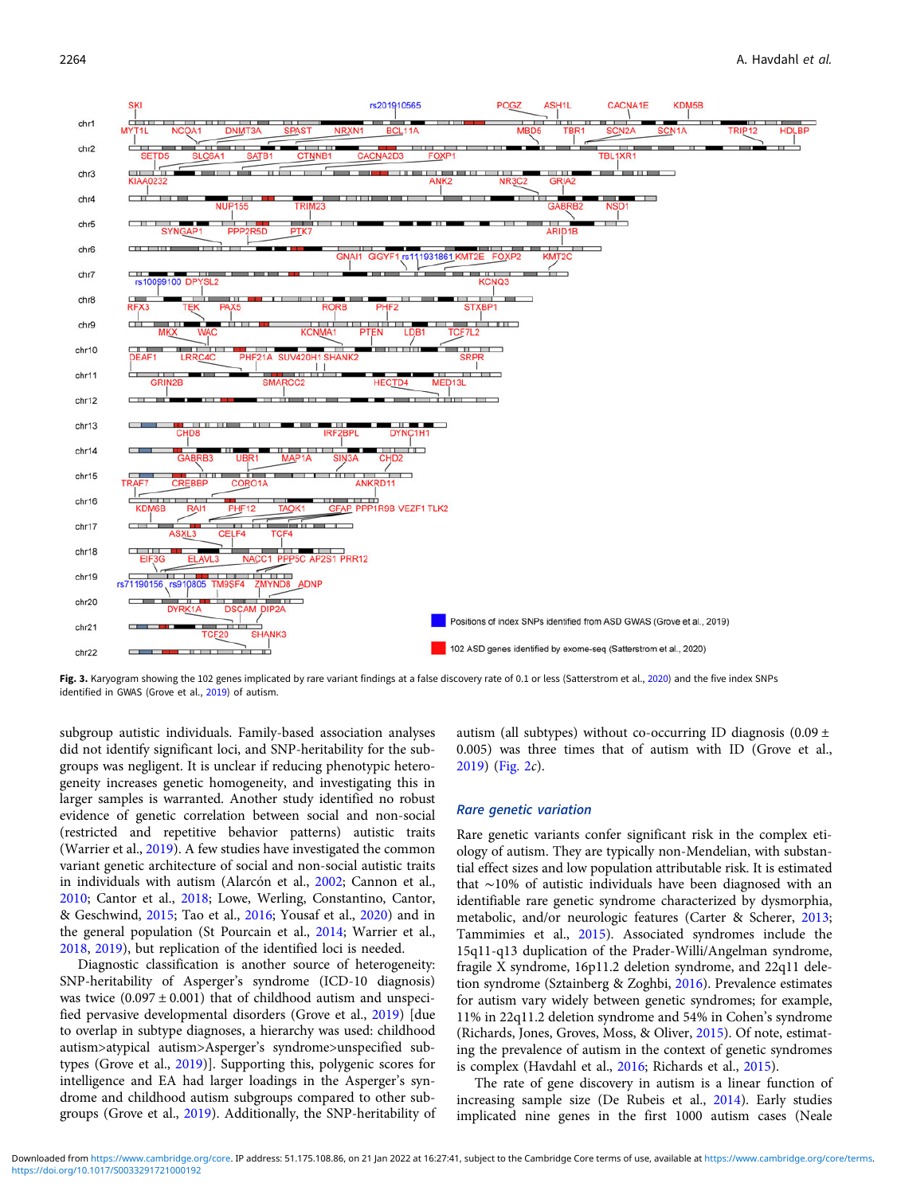**Fig. 3.** Karyogram showing the 102 genes implicated by rare variant findings at a false discovery rate of 0.1 or less (Satterstrom et al., 2020) and the five index SNPs identified in GWAS (Grove et al., 2019) of autism.

subgroup autistic individuals. Family-based association analyses did not identify significant loci, and SNP-heritability for the subgroups was negligent. It is unclear if reducing phenotypic heterogeneity increases genetic homogeneity, and investigating this in larger samples is warranted. Another study identified no robust evidence of genetic correlation between social and non-social (restricted and repetitive behavior patterns) autistic traits (Warrier et al., 2019). A few studies have investigated the common variant genetic architecture of social and non-social autistic traits in individuals with autism (Alarcón et al., 2002; Cannon et al., 2010; Cantor et al., 2018; Lowe, Werling, Constantino, Cantor, & Geschwind, 2015; Tao et al., 2016; Yousaf et al., 2020) and in the general population (St Pourcain et al., 2014; Warrier et al., 2018, 2019), but replication of the identified loci is needed.

Diagnostic classification is another source of heterogeneity: SNP-heritability of Asperger's syndrome (ICD-10 diagnosis) was twice (0.097 ± 0.001) that of childhood autism and unspecified pervasive developmental disorders (Grove et al., 2019) [due to overlap in subtype diagnoses, a hierarchy was used: childhood autism>atypical autism>Asperger's syndrome>unspecified subtypes (Grove et al., 2019)]. Supporting this, polygenic scores for intelligence and EA had larger loadings in the Asperger's syndrome and childhood autism subgroups compared to other subgroups (Grove et al., 2019). Additionally, the SNP-heritability of autism (all subtypes) without co-occurring ID diagnosis (0.09 ± 0.005) was three times that of autism with ID (Grove et al., 2019) (Fig. 2c).

### Rare genetic variation

Rare genetic variants confer significant risk in the complex etiology of autism. They are typically non-Mendelian, with substantial effect sizes and low population attributable risk. It is estimated that ~10% of autistic individuals have been diagnosed with an identifiable rare genetic syndrome characterized by dysmorphia, metabolic, and/or neurologic features (Carter & Scherer, 2013; Tammimies et al., 2015). Associated syndromes include the 15q11-q13 duplication of the Prader-Willi/Angelman syndrome, fragile X syndrome, 16p11.2 deletion syndrome, and 22q11 deletion syndrome (Sztainberg & Zoghbi, 2016). Prevalence estimates for autism vary widely between genetic syndromes; for example, 11% in 22q11.2 deletion syndrome and 54% in Cohen's syndrome (Richards, Jones, Groves, Moss, & Oliver, 2015). Of note, estimating the prevalence of autism in the context of genetic syndromes is complex (Havdahl et al., 2016; Richards et al., 2015).

The rate of gene discovery in autism is a linear function of increasing sample size (De Rubeis et al., 2014). Early studies implicated nine genes in the first 1000 autism cases (Neale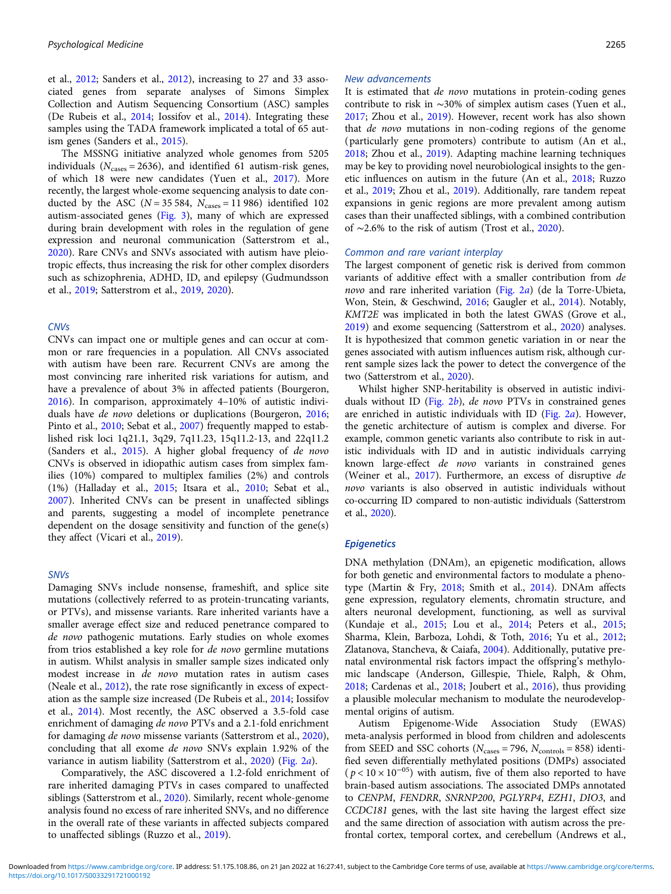et al., 2012; Sanders et al., 2012), increasing to 27 and 33 associated genes from separate analyses of Simons Simplex Collection and Autism Sequencing Consortium (ASC) samples (De Rubeis et al., 2014; Iossifov et al., 2014). Integrating these samples using the TADA framework implicated a total of 65 autism genes (Sanders et al., 2015).

The MSSNG initiative analyzed whole genomes from 5205 individuals ($N_{cases} = 2636$), and identified 61 autism-risk genes, of which 18 were new candidates (Yuen et al., 2017). More recently, the largest whole-exome sequencing analysis to date conducted by the ASC ($N = 35\,584$, $N_{cases} = 11\,986$) identified 102 autism-associated genes (Fig. 3), many of which are expressed during brain development with roles in the regulation of gene expression and neuronal communication (Satterstrom et al., 2020). Rare CNVs and SNVs associated with autism have pleiotropic effects, thus increasing the risk for other complex disorders such as schizophrenia, ADHD, ID, and epilepsy (Gudmundsson et al., 2019; Satterstrom et al., 2019, 2020).

#### *CNVs*

CNVs can impact one or multiple genes and can occur at common or rare frequencies in a population. All CNVs associated with autism have been rare. Recurrent CNVs are among the most convincing rare inherited risk variations for autism, and have a prevalence of about 3% in affected patients (Bourgeron, 2016). In comparison, approximately 4–10% of autistic individuals have *de novo* deletions or duplications (Bourgeron, 2016; Pinto et al., 2010; Sebat et al., 2007) frequently mapped to established risk loci 1q21.1, 3q29, 7q11.23, 15q11.2-13, and 22q11.2 (Sanders et al., 2015). A higher global frequency of *de novo* CNVs is observed in idiopathic autism cases from simplex families (10%) compared to multiplex families (2%) and controls (1%) (Halladay et al., 2015; Itsara et al., 2010; Sebat et al., 2007). Inherited CNVs can be present in unaffected siblings and parents, suggesting a model of incomplete penetrance dependent on the dosage sensitivity and function of the gene(s) they affect (Vicari et al., 2019).

#### *SNVs*

Damaging SNVs include nonsense, frameshift, and splice site mutations (collectively referred to as protein-truncating variants, or PTVs), and missense variants. Rare inherited variants have a smaller average effect size and reduced penetrance compared to *de novo* pathogenic mutations. Early studies on whole exomes from trios established a key role for *de novo* germline mutations in autism. Whilst analysis in smaller sample sizes indicated only modest increase in *de novo* mutation rates in autism cases (Neale et al., 2012), the rate rose significantly in excess of expectation as the sample size increased (De Rubeis et al., 2014; Iossifov et al., 2014). Most recently, the ASC observed a 3.5-fold case enrichment of damaging *de novo* PTVs and a 2.1-fold enrichment for damaging *de novo* missense variants (Satterstrom et al., 2020), concluding that all exome *de novo* SNVs explain 1.92% of the variance in autism liability (Satterstrom et al., 2020) (Fig. 2*a*).

Comparatively, the ASC discovered a 1.2-fold enrichment of rare inherited damaging PTVs in cases compared to unaffected siblings (Satterstrom et al., 2020). Similarly, recent whole-genome analysis found no excess of rare inherited SNVs, and no difference in the overall rate of these variants in affected subjects compared to unaffected siblings (Ruzzo et al., 2019).

#### *New advancements*

It is estimated that *de novo* mutations in protein-coding genes contribute to risk in ~30% of simplex autism cases (Yuen et al., 2017; Zhou et al., 2019). However, recent work has also shown that *de novo* mutations in non-coding regions of the genome (particularly gene promoters) contribute to autism (An et al., 2018; Zhou et al., 2019). Adapting machine learning techniques may be key to providing novel neurobiological insights to the genetic influences on autism in the future (An et al., 2018; Ruzzo et al., 2019; Zhou et al., 2019). Additionally, rare tandem repeat expansions in genic regions are more prevalent among autism cases than their unaffected siblings, with a combined contribution of ~2.6% to the risk of autism (Trost et al., 2020).

#### *Common and rare variant interplay*

The largest component of genetic risk is derived from common variants of additive effect with a smaller contribution from *de novo* and rare inherited variation (Fig. 2*a*) (de la Torre-Ubieta, Won, Stein, & Geschwind, 2016; Gaugler et al., 2014). Notably, *KMT2E* was implicated in both the latest GWAS (Grove et al., 2019) and exome sequencing (Satterstrom et al., 2020) analyses. It is hypothesized that common genetic variation in or near the genes associated with autism influences autism risk, although current sample sizes lack the power to detect the convergence of the two (Satterstrom et al., 2020).

Whilst higher SNP-heritability is observed in autistic individuals without ID (Fig. 2*b*), *de novo* PTVs in constrained genes are enriched in autistic individuals with ID (Fig. 2*a*). However, the genetic architecture of autism is complex and diverse. For example, common genetic variants also contribute to risk in autistic individuals with ID and in autistic individuals carrying known large-effect *de novo* variants in constrained genes (Weiner et al., 2017). Furthermore, an excess of disruptive *de novo* variants is also observed in autistic individuals without co-occurring ID compared to non-autistic individuals (Satterstrom et al., 2020).

### Epigenetics

DNA methylation (DNAm), an epigenetic modification, allows for both genetic and environmental factors to modulate a phenotype (Martin & Fry, 2018; Smith et al., 2014). DNAm affects gene expression, regulatory elements, chromatin structure, and alters neuronal development, functioning, as well as survival (Kundaje et al., 2015; Lou et al., 2014; Peters et al., 2015; Sharma, Klein, Barboza, Lohdi, & Toth, 2016; Yu et al., 2012; Zlatanova, Stancheva, & Caiafa, 2004). Additionally, putative prenatal environmental risk factors impact the offspring's methylomic landscape (Anderson, Gillespie, Thiele, Ralph, & Ohm, 2018; Cardenas et al., 2018; Joubert et al., 2016), thus providing a plausible molecular mechanism to modulate the neurodevelopmental origins of autism.

Autism Epigenome-Wide Association Study (EWAS) meta-analysis performed in blood from children and adolescents from SEED and SSC cohorts ($N_{cases} = 796$, $N_{controls} = 858$) identified seven differentially methylated positions (DMPs) associated ($p < 10 \times 10^{-05}$) with autism, five of them also reported to have brain-based autism associations. The associated DMPs annotated to *CENPM*, *FENDRR*, *SNRNP200*, *PGLYRP4*, *EZH1*, *DIO3*, and *CCDC181* genes, with the last site having the largest effect size and the same direction of association with autism across the prefrontal cortex, temporal cortex, and cerebellum (Andrews et al.,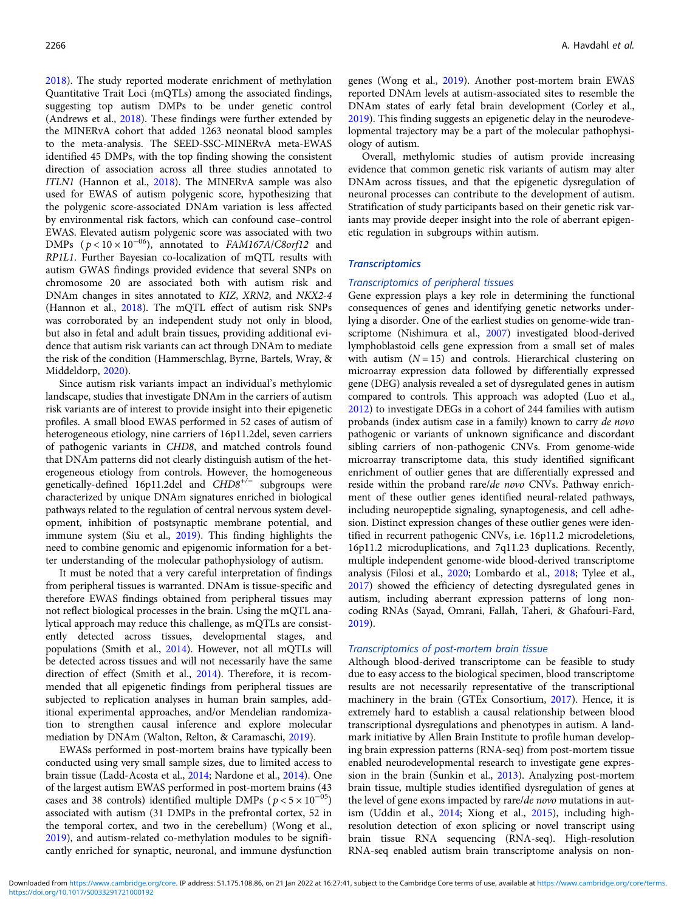2018). The study reported moderate enrichment of methylation Quantitative Trait Loci (mQTLs) among the associated findings, suggesting top autism DMPs to be under genetic control (Andrews et al., 2018). These findings were further extended by the MINERvA cohort that added 1263 neonatal blood samples to the meta-analysis. The SEED-SSC-MINERvA meta-EWAS identified 45 DMPs, with the top finding showing the consistent direction of association across all three studies annotated to *ITLN1* (Hannon et al., 2018). The MINERvA sample was also used for EWAS of autism polygenic score, hypothesizing that the polygenic score-associated DNAm variation is less affected by environmental risk factors, which can confound case–control EWAS. Elevated autism polygenic score was associated with two DMPs ($p < 10 \times 10^{-06}$), annotated to *FAM167A*/*C8orf12* and *RP1L1*. Further Bayesian co-localization of mQTL results with autism GWAS findings provided evidence that several SNPs on chromosome 20 are associated both with autism risk and DNAm changes in sites annotated to *KIZ*, *XRN2*, and *NKX2-4* (Hannon et al., 2018). The mQTL effect of autism risk SNPs was corroborated by an independent study not only in blood, but also in fetal and adult brain tissues, providing additional evidence that autism risk variants can act through DNAm to mediate the risk of the condition (Hammerschlag, Byrne, Bartels, Wray, & Middeldorp, 2020).

Since autism risk variants impact an individual's methylomic landscape, studies that investigate DNAm in the carriers of autism risk variants are of interest to provide insight into their epigenetic profiles. A small blood EWAS performed in 52 cases of autism of heterogeneous etiology, nine carriers of 16p11.2del, seven carriers of pathogenic variants in *CHD8*, and matched controls found that DNAm patterns did not clearly distinguish autism of the heterogeneous etiology from controls. However, the homogeneous genetically-defined 16p11.2del and $CHD8^{+/-}$ subgroups were characterized by unique DNAm signatures enriched in biological pathways related to the regulation of central nervous system development, inhibition of postsynaptic membrane potential, and immune system (Siu et al., 2019). This finding highlights the need to combine genomic and epigenomic information for a better understanding of the molecular pathophysiology of autism.

It must be noted that a very careful interpretation of findings from peripheral tissues is warranted. DNAm is tissue-specific and therefore EWAS findings obtained from peripheral tissues may not reflect biological processes in the brain. Using the mQTL analytical approach may reduce this challenge, as mQTLs are consistently detected across tissues, developmental stages, and populations (Smith et al., 2014). However, not all mQTLs will be detected across tissues and will not necessarily have the same direction of effect (Smith et al., 2014). Therefore, it is recommended that all epigenetic findings from peripheral tissues are subjected to replication analyses in human brain samples, additional experimental approaches, and/or Mendelian randomization to strengthen causal inference and explore molecular mediation by DNAm (Walton, Relton, & Caramaschi, 2019).

EWASs performed in post-mortem brains have typically been conducted using very small sample sizes, due to limited access to brain tissue (Ladd-Acosta et al., 2014; Nardone et al., 2014). One of the largest autism EWAS performed in post-mortem brains (43 cases and 38 controls) identified multiple DMPs ($p < 5 \times 10^{-05}$) associated with autism (31 DMPs in the prefrontal cortex, 52 in the temporal cortex, and two in the cerebellum) (Wong et al., 2019), and autism-related co-methylation modules to be significantly enriched for synaptic, neuronal, and immune dysfunction genes (Wong et al., 2019). Another post-mortem brain EWAS reported DNAm levels at autism-associated sites to resemble the DNAm states of early fetal brain development (Corley et al., 2019). This finding suggests an epigenetic delay in the neurodevelopmental trajectory may be a part of the molecular pathophysiology of autism.

Overall, methylomic studies of autism provide increasing evidence that common genetic risk variants of autism may alter DNAm across tissues, and that the epigenetic dysregulation of neuronal processes can contribute to the development of autism. Stratification of study participants based on their genetic risk variants may provide deeper insight into the role of aberrant epigenetic regulation in subgroups within autism.

## Transcriptomics

### Transcriptomics of peripheral tissues

Gene expression plays a key role in determining the functional consequences of genes and identifying genetic networks underlying a disorder. One of the earliest studies on genome-wide transcriptome (Nishimura et al., 2007) investigated blood-derived lymphoblastoid cells gene expression from a small set of males with autism ($N = 15$) and controls. Hierarchical clustering on microarray expression data followed by differentially expressed gene (DEG) analysis revealed a set of dysregulated genes in autism compared to controls. This approach was adopted (Luo et al., 2012) to investigate DEGs in a cohort of 244 families with autism probands (index autism case in a family) known to carry *de novo* pathogenic or variants of unknown significance and discordant sibling carriers of non-pathogenic CNVs. From genome-wide microarray transcriptome data, this study identified significant enrichment of outlier genes that are differentially expressed and reside within the proband rare/*de novo* CNVs. Pathway enrichment of these outlier genes identified neural-related pathways, including neuropeptide signaling, synaptogenesis, and cell adhesion. Distinct expression changes of these outlier genes were identified in recurrent pathogenic CNVs, i.e. 16p11.2 microdeletions, 16p11.2 microduplications, and 7q11.23 duplications. Recently, multiple independent genome-wide blood-derived transcriptome analysis (Filosi et al., 2020; Lombardo et al., 2018; Tylee et al., 2017) showed the efficiency of detecting dysregulated genes in autism, including aberrant expression patterns of long noncoding RNAs (Sayad, Omrani, Fallah, Taheri, & Ghafouri-Fard, 2019).

### Transcriptomics of post-mortem brain tissue

Although blood-derived transcriptome can be feasible to study due to easy access to the biological specimen, blood transcriptome results are not necessarily representative of the transcriptional machinery in the brain (GTEx Consortium, 2017). Hence, it is extremely hard to establish a causal relationship between blood transcriptional dysregulations and phenotypes in autism. A landmark initiative by Allen Brain Institute to profile human developing brain expression patterns (RNA-seq) from post-mortem tissue enabled neurodevelopmental research to investigate gene expression in the brain (Sunkin et al., 2013). Analyzing post-mortem brain tissue, multiple studies identified dysregulation of genes at the level of gene exons impacted by rare/*de novo* mutations in autism (Uddin et al., 2014; Xiong et al., 2015), including high-resolution detection of exon splicing or novel transcript using brain tissue RNA sequencing (RNA-seq). High-resolution RNA-seq enabled autism brain transcriptome analysis on non-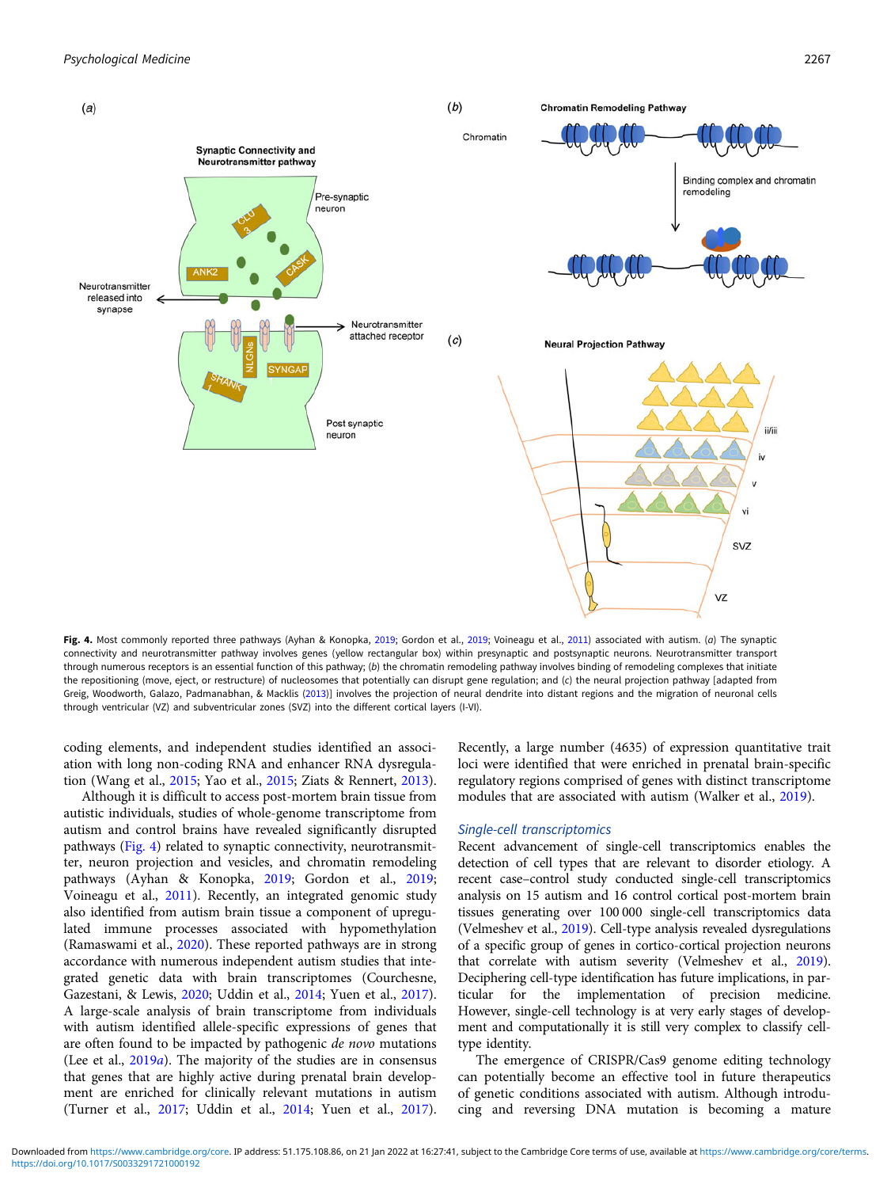**Fig. 4.** Most commonly reported three pathways (Ayhan & Konopka, 2019; Gordon et al., 2019; Voineagu et al., 2011) associated with autism. (*a*) The synaptic connectivity and neurotransmitter pathway involves genes (yellow rectangular box) within presynaptic and postsynaptic neurons. Neurotransmitter transport through numerous receptors is an essential function of this pathway; (*b*) the chromatin remodeling pathway involves binding of remodeling complexes that initiate the repositioning (move, eject, or restructure) of nucleosomes that potentially can disrupt gene regulation; and (*c*) the neural projection pathway [adapted from Greig, Woodworth, Galazo, Padmanabhan, & Macklis (2013)] involves the projection of neural dendrite into distant regions and the migration of neuronal cells through ventricular (VZ) and subventricular zones (SVZ) into the different cortical layers (I-VI).

coding elements, and independent studies identified an association with long non-coding RNA and enhancer RNA dysregulation (Wang et al., 2015; Yao et al., 2015; Ziats & Rennert, 2013).

Although it is difficult to access post-mortem brain tissue from autistic individuals, studies of whole-genome transcriptome from autism and control brains have revealed significantly disrupted pathways (Fig. 4) related to synaptic connectivity, neurotransmitter, neuron projection and vesicles, and chromatin remodeling pathways (Ayhan & Konopka, 2019; Gordon et al., 2019; Voineagu et al., 2011). Recently, an integrated genomic study also identified from autism brain tissue a component of upregulated immune processes associated with hypomethylation (Ramaswami et al., 2020). These reported pathways are in strong accordance with numerous independent autism studies that integrated genetic data with brain transcriptomes (Courchesne, Gazestani, & Lewis, 2020; Uddin et al., 2014; Yuen et al., 2017). A large-scale analysis of brain transcriptome from individuals with autism identified allele-specific expressions of genes that are often found to be impacted by pathogenic *de novo* mutations (Lee et al., 2019*a*). The majority of the studies are in consensus that genes that are highly active during prenatal brain development and are enriched for clinically relevant mutations in autism (Turner et al., 2017; Uddin et al., 2014; Yuen et al., 2017). Recently, a large number (4635) of expression quantitative trait loci were identified that were enriched in prenatal brain-specific regulatory regions comprised of genes with distinct transcriptome modules that are associated with autism (Walker et al., 2019).

### *Single-cell transcriptomics*

Recent advancement of single-cell transcriptomics enables the detection of cell types that are relevant to disorder etiology. A recent case–control study conducted single-cell transcriptomics analysis on 15 autism and 16 control cortical post-mortem brain tissues generating over 100 000 single-cell transcriptomics data (Velmeshev et al., 2019). Cell-type analysis revealed dysregulations of a specific group of genes in cortico-cortical projection neurons that correlate with autism severity (Velmeshev et al., 2019). Deciphering cell-type identification has future implications, in particular for the implementation of precision medicine. However, single-cell technology is at very early stages of development and computationally it is still very complex to classify cell-type identity.

The emergence of CRISPR/Cas9 genome editing technology can potentially become an effective tool in future therapeutics of genetic conditions associated with autism. Although introducing and reversing DNA mutation is becoming a mature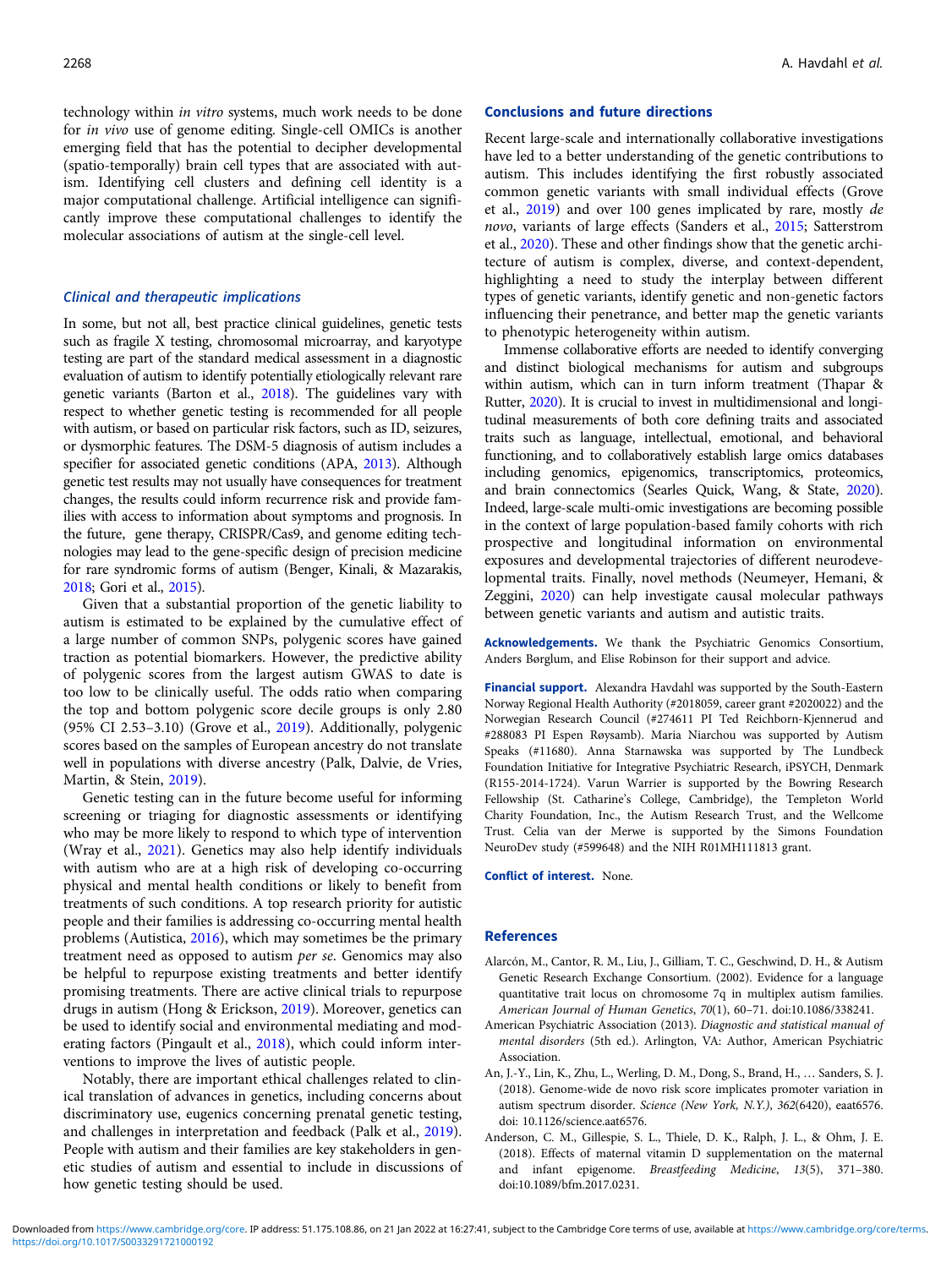technology within *in vitro* systems, much work needs to be done for *in vivo* use of genome editing. Single-cell OMICs is another emerging field that has the potential to decipher developmental (spatio-temporally) brain cell types that are associated with autism. Identifying cell clusters and defining cell identity is a major computational challenge. Artificial intelligence can significantly improve these computational challenges to identify the molecular associations of autism at the single-cell level.

### *Clinical and therapeutic implications*

In some, but not all, best practice clinical guidelines, genetic tests such as fragile X testing, chromosomal microarray, and karyotype testing are part of the standard medical assessment in a diagnostic evaluation of autism to identify potentially etiologically relevant rare genetic variants (Barton et al., 2018). The guidelines vary with respect to whether genetic testing is recommended for all people with autism, or based on particular risk factors, such as ID, seizures, or dysmorphic features. The DSM-5 diagnosis of autism includes a specifier for associated genetic conditions (APA, 2013). Although genetic test results may not usually have consequences for treatment changes, the results could inform recurrence risk and provide families with access to information about symptoms and prognosis. In the future, gene therapy, CRISPR/Cas9, and genome editing technologies may lead to the gene-specific design of precision medicine for rare syndromic forms of autism (Benger, Kinali, & Mazarakis, 2018; Gori et al., 2015).

Given that a substantial proportion of the genetic liability to autism is estimated to be explained by the cumulative effect of a large number of common SNPs, polygenic scores have gained traction as potential biomarkers. However, the predictive ability of polygenic scores from the largest autism GWAS to date is too low to be clinically useful. The odds ratio when comparing the top and bottom polygenic score decile groups is only 2.80 (95% CI 2.53–3.10) (Grove et al., 2019). Additionally, polygenic scores based on the samples of European ancestry do not translate well in populations with diverse ancestry (Palk, Dalvie, de Vries, Martin, & Stein, 2019).

Genetic testing can in the future become useful for informing screening or triaging for diagnostic assessments or identifying who may be more likely to respond to which type of intervention (Wray et al., 2021). Genetics may also help identify individuals with autism who are at a high risk of developing co-occurring physical and mental health conditions or likely to benefit from treatments of such conditions. A top research priority for autistic people and their families is addressing co-occurring mental health problems (Autistica, 2016), which may sometimes be the primary treatment need as opposed to autism *per se*. Genomics may also be helpful to repurpose existing treatments and better identify promising treatments. There are active clinical trials to repurpose drugs in autism (Hong & Erickson, 2019). Moreover, genetics can be used to identify social and environmental mediating and moderating factors (Pingault et al., 2018), which could inform interventions to improve the lives of autistic people.

Notably, there are important ethical challenges related to clinical translation of advances in genetics, including concerns about discriminatory use, eugenics concerning prenatal genetic testing, and challenges in interpretation and feedback (Palk et al., 2019). People with autism and their families are key stakeholders in genetic studies of autism and essential to include in discussions of how genetic testing should be used.

## Conclusions and future directions

Recent large-scale and internationally collaborative investigations have led to a better understanding of the genetic contributions to autism. This includes identifying the first robustly associated common genetic variants with small individual effects (Grove et al., 2019) and over 100 genes implicated by rare, mostly *de novo*, variants of large effects (Sanders et al., 2015; Satterstrom et al., 2020). These and other findings show that the genetic architecture of autism is complex, diverse, and context-dependent, highlighting a need to study the interplay between different types of genetic variants, identify genetic and non-genetic factors influencing their penetrance, and better map the genetic variants to phenotypic heterogeneity within autism.

Immense collaborative efforts are needed to identify converging and distinct biological mechanisms for autism and subgroups within autism, which can in turn inform treatment (Thapar & Rutter, 2020). It is crucial to invest in multidimensional and longitudinal measurements of both core defining traits and associated traits such as language, intellectual, emotional, and behavioral functioning, and to collaboratively establish large omics databases including genomics, epigenomics, transcriptomics, proteomics, and brain connectomics (Searles Quick, Wang, & State, 2020). Indeed, large-scale multi-omic investigations are becoming possible in the context of large population-based family cohorts with rich prospective and longitudinal information on environmental exposures and developmental trajectories of different neurodevelopmental traits. Finally, novel methods (Neumeyer, Hemani, & Zeggini, 2020) can help investigate causal molecular pathways between genetic variants and autism and autistic traits.

**Acknowledgements.** We thank the Psychiatric Genomics Consortium, Anders Børglum, and Elise Robinson for their support and advice.

**Financial support.** Alexandra Havdahl was supported by the South-Eastern Norway Regional Health Authority (#2018059, career grant #2020022) and the Norwegian Research Council (#274611 PI Ted Reichborn-Kjennerud and #288083 PI Espen Røysamb). Maria Niarchou was supported by Autism Speaks (#11680). Anna Starnawska was supported by The Lundbeck Foundation Initiative for Integrative Psychiatric Research, iPSYCH, Denmark (R155-2014-1724). Varun Warrier is supported by the Bowring Research Fellowship (St. Catharine's College, Cambridge), the Templeton World Charity Foundation, Inc., the Autism Research Trust, and the Wellcome Trust. Celia van der Merwe is supported by the Simons Foundation NeuroDev study (#599648) and the NIH R01MH111813 grant.

**Conflict of interest.** None.

## References

Alarcón, M., Cantor, R. M., Liu, J., Gilliam, T. C., Geschwind, D. H., & Autism Genetic Research Exchange Consortium. (2002). Evidence for a language quantitative trait locus on chromosome 7q in multiplex autism families. *American Journal of Human Genetics*, *70*(1), 60–71. doi:10.1086/338241.

American Psychiatric Association (2013). *Diagnostic and statistical manual of mental disorders* (5th ed.). Arlington, VA: Author, American Psychiatric Association.

An, J.-Y., Lin, K., Zhu, L., Werling, D. M., Dong, S., Brand, H., … Sanders, S. J. (2018). Genome-wide de novo risk score implicates promoter variation in autism spectrum disorder. *Science (New York, N.Y.)*, *362*(6420), eaat6576. doi: 10.1126/science.aat6576.

Anderson, C. M., Gillespie, S. L., Thiele, D. K., Ralph, J. L., & Ohm, J. E. (2018). Effects of maternal vitamin D supplementation on the maternal and infant epigenome. *Breastfeeding Medicine*, *13*(5), 371–380. doi:10.1089/bfm.2017.0231.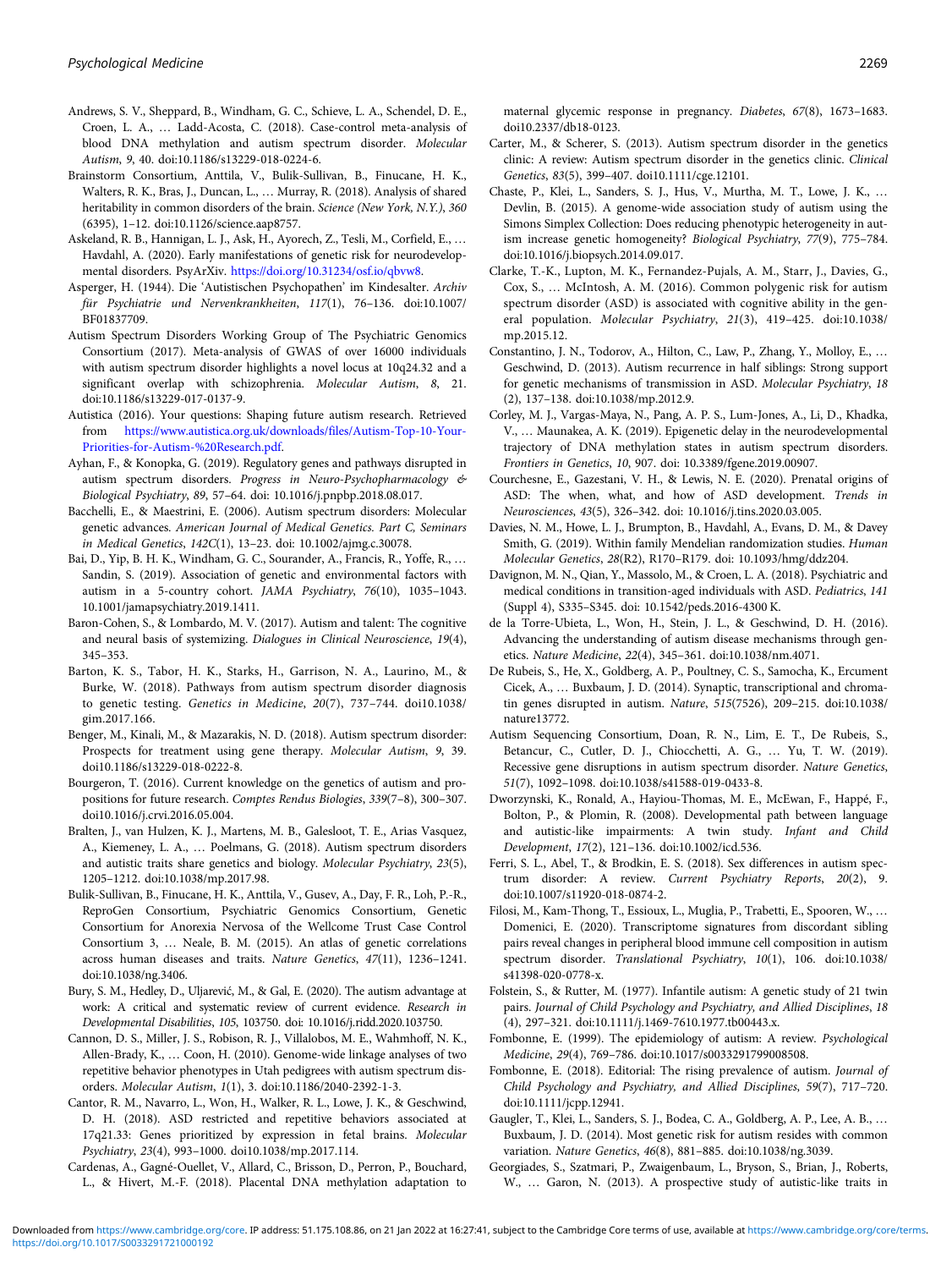Andrews, S. V., Sheppard, B., Windham, G. C., Schieve, L. A., Schendel, D. E., Croen, L. A., … Ladd-Acosta, C. (2018). Case-control meta-analysis of blood DNA methylation and autism spectrum disorder. *Molecular Autism*, *9*, 40. doi:10.1186/s13229-018-0224-6.

Brainstorm Consortium, Anttila, V., Bulik-Sullivan, B., Finucane, H. K., Walters, R. K., Bras, J., Duncan, L., … Murray, R. (2018). Analysis of shared heritability in common disorders of the brain. *Science (New York, N.Y.)*, *360* (6395), 1–12. doi:10.1126/science.aap8757.

Askeland, R. B., Hannigan, L. J., Ask, H., Ayorech, Z., Tesli, M., Corfield, E., … Havdahl, A. (2020). Early manifestations of genetic risk for neurodevelopmental disorders. PsyArXiv. https://doi.org/10.31234/osf.io/qbvw8.

Asperger, H. (1944). Die 'Autistischen Psychopathen' im Kindesalter. *Archiv für Psychiatrie und Nervenkrankheiten*, *117*(1), 76–136. doi:10.1007/BF01837709.

Autism Spectrum Disorders Working Group of The Psychiatric Genomics Consortium (2017). Meta-analysis of GWAS of over 16000 individuals with autism spectrum disorder highlights a novel locus at 10q24.32 and a significant overlap with schizophrenia. *Molecular Autism*, *8*, 21. doi:10.1186/s13229-017-0137-9.

Autistica (2016). Your questions: Shaping future autism research. Retrieved from https://www.autistica.org.uk/downloads/files/Autism-Top-10-Your-Priorities-for-Autism-%20Research.pdf.

Ayhan, F., & Konopka, G. (2019). Regulatory genes and pathways disrupted in autism spectrum disorders. *Progress in Neuro-Psychopharmacology & Biological Psychiatry*, *89*, 57–64. doi: 10.1016/j.pnpbp.2018.08.017.

Bacchelli, E., & Maestrini, E. (2006). Autism spectrum disorders: Molecular genetic advances. *American Journal of Medical Genetics. Part C, Seminars in Medical Genetics*, *142C*(1), 13–23. doi: 10.1002/ajmg.c.30078.

Bai, D., Yip, B. H. K., Windham, G. C., Sourander, A., Francis, R., Yoffe, R., … Sandin, S. (2019). Association of genetic and environmental factors with autism in a 5-country cohort. *JAMA Psychiatry*, *76*(10), 1035–1043. 10.1001/jamapsychiatry.2019.1411.

Baron-Cohen, S., & Lombardo, M. V. (2017). Autism and talent: The cognitive and neural basis of systemizing. *Dialogues in Clinical Neuroscience*, *19*(4), 345–353.

Barton, K. S., Tabor, H. K., Starks, H., Garrison, N. A., Laurino, M., & Burke, W. (2018). Pathways from autism spectrum disorder diagnosis to genetic testing. *Genetics in Medicine*, *20*(7), 737–744. doi10.1038/gim.2017.166.

Benger, M., Kinali, M., & Mazarakis, N. D. (2018). Autism spectrum disorder: Prospects for treatment using gene therapy. *Molecular Autism*, *9*, 39. doi10.1186/s13229-018-0222-8.

Bourgeron, T. (2016). Current knowledge on the genetics of autism and propositions for future research. *Comptes Rendus Biologies*, *339*(7–8), 300–307. doi10.1016/j.crvi.2016.05.004.

Bralten, J., van Hulzen, K. J., Martens, M. B., Galesloot, T. E., Arias Vasquez, A., Kiemeney, L. A., … Poelmans, G. (2018). Autism spectrum disorders and autistic traits share genetics and biology. *Molecular Psychiatry*, *23*(5), 1205–1212. doi:10.1038/mp.2017.98.

Bulik-Sullivan, B., Finucane, H. K., Anttila, V., Gusev, A., Day, F. R., Loh, P.-R., ReproGen Consortium, Psychiatric Genomics Consortium, Genetic Consortium for Anorexia Nervosa of the Wellcome Trust Case Control Consortium 3, … Neale, B. M. (2015). An atlas of genetic correlations across human diseases and traits. *Nature Genetics*, *47*(11), 1236–1241. doi:10.1038/ng.3406.

Bury, S. M., Hedley, D., Uljarević, M., & Gal, E. (2020). The autism advantage at work: A critical and systematic review of current evidence. *Research in Developmental Disabilities*, *105*, 103750. doi: 10.1016/j.ridd.2020.103750.

Cannon, D. S., Miller, J. S., Robison, R. J., Villalobos, M. E., Wahmhoff, N. K., Allen-Brady, K., … Coon, H. (2010). Genome-wide linkage analyses of two repetitive behavior phenotypes in Utah pedigrees with autism spectrum disorders. *Molecular Autism*, *1*(1), 3. doi:10.1186/2040-2392-1-3.

Cantor, R. M., Navarro, L., Won, H., Walker, R. L., Lowe, J. K., & Geschwind, D. H. (2018). ASD restricted and repetitive behaviors associated at 17q21.33: Genes prioritized by expression in fetal brains. *Molecular Psychiatry*, *23*(4), 993–1000. doi10.1038/mp.2017.114.

Cardenas, A., Gagné-Ouellet, V., Allard, C., Brisson, D., Perron, P., Bouchard, L., & Hivert, M.-F. (2018). Placental DNA methylation adaptation to maternal glycemic response in pregnancy. *Diabetes*, *67*(8), 1673–1683. doi10.2337/db18-0123.

Carter, M., & Scherer, S. (2013). Autism spectrum disorder in the genetics clinic: A review: Autism spectrum disorder in the genetics clinic. *Clinical Genetics*, *83*(5), 399–407. doi10.1111/cge.12101.

Chaste, P., Klei, L., Sanders, S. J., Hus, V., Murtha, M. T., Lowe, J. K., … Devlin, B. (2015). A genome-wide association study of autism using the Simons Simplex Collection: Does reducing phenotypic heterogeneity in autism increase genetic homogeneity? *Biological Psychiatry*, *77*(9), 775–784. doi:10.1016/j.biopsych.2014.09.017.

Clarke, T.-K., Lupton, M. K., Fernandez-Pujals, A. M., Starr, J., Davies, G., Cox, S., … McIntosh, A. M. (2016). Common polygenic risk for autism spectrum disorder (ASD) is associated with cognitive ability in the general population. *Molecular Psychiatry*, *21*(3), 419–425. doi:10.1038/mp.2015.12.

Constantino, J. N., Todorov, A., Hilton, C., Law, P., Zhang, Y., Molloy, E., … Geschwind, D. (2013). Autism recurrence in half siblings: Strong support for genetic mechanisms of transmission in ASD. *Molecular Psychiatry*, *18* (2), 137–138. doi:10.1038/mp.2012.9.

Corley, M. J., Vargas-Maya, N., Pang, A. P. S., Lum-Jones, A., Li, D., Khadka, V., … Maunakea, A. K. (2019). Epigenetic delay in the neurodevelopmental trajectory of DNA methylation states in autism spectrum disorders. *Frontiers in Genetics*, *10*, 907. doi: 10.3389/fgene.2019.00907.

Courchesne, E., Gazestani, V. H., & Lewis, N. E. (2020). Prenatal origins of ASD: The when, what, and how of ASD development. *Trends in Neurosciences*, *43*(5), 326–342. doi: 10.1016/j.tins.2020.03.005.

Davies, N. M., Howe, L. J., Brumpton, B., Havdahl, A., Evans, D. M., & Davey Smith, G. (2019). Within family Mendelian randomization studies. *Human Molecular Genetics*, *28*(R2), R170–R179. doi: 10.1093/hmg/ddz204.

Davignon, M. N., Qian, Y., Massolo, M., & Croen, L. A. (2018). Psychiatric and medical conditions in transition-aged individuals with ASD. *Pediatrics*, *141* (Suppl 4), S335–S345. doi: 10.1542/peds.2016-4300 K.

de la Torre-Ubieta, L., Won, H., Stein, J. L., & Geschwind, D. H. (2016). Advancing the understanding of autism disease mechanisms through genetics. *Nature Medicine*, *22*(4), 345–361. doi:10.1038/nm.4071.

De Rubeis, S., He, X., Goldberg, A. P., Poultney, C. S., Samocha, K., Ercument Cicek, A., … Buxbaum, J. D. (2014). Synaptic, transcriptional and chromatin genes disrupted in autism. *Nature*, *515*(7526), 209–215. doi:10.1038/nature13772.

Autism Sequencing Consortium, Doan, R. N., Lim, E. T., De Rubeis, S., Betancur, C., Cutler, D. J., Chiocchetti, A. G., … Yu, T. W. (2019). Recessive gene disruptions in autism spectrum disorder. *Nature Genetics*, *51*(7), 1092–1098. doi:10.1038/s41588-019-0433-8.

Dworzynski, K., Ronald, A., Hayiou-Thomas, M. E., McEwan, F., Happé, F., Bolton, P., & Plomin, R. (2008). Developmental path between language and autistic-like impairments: A twin study. *Infant and Child Development*, *17*(2), 121–136. doi:10.1002/icd.536.

Ferri, S. L., Abel, T., & Brodkin, E. S. (2018). Sex differences in autism spectrum disorder: A review. *Current Psychiatry Reports*, *20*(2), 9. doi:10.1007/s11920-018-0874-2.

Filosi, M., Kam-Thong, T., Essioux, L., Muglia, P., Trabetti, E., Spooren, W., … Domenici, E. (2020). Transcriptome signatures from discordant sibling pairs reveal changes in peripheral blood immune cell composition in autism spectrum disorder. *Translational Psychiatry*, *10*(1), 106. doi:10.1038/s41398-020-0778-x.

Folstein, S., & Rutter, M. (1977). Infantile autism: A genetic study of 21 twin pairs. *Journal of Child Psychology and Psychiatry, and Allied Disciplines*, *18* (4), 297–321. doi:10.1111/j.1469-7610.1977.tb00443.x.

Fombonne, E. (1999). The epidemiology of autism: A review. *Psychological Medicine*, *29*(4), 769–786. doi:10.1017/s0033291799008508.

Fombonne, E. (2018). Editorial: The rising prevalence of autism. *Journal of Child Psychology and Psychiatry, and Allied Disciplines*, *59*(7), 717–720. doi:10.1111/jcpp.12941.

Gaugler, T., Klei, L., Sanders, S. J., Bodea, C. A., Goldberg, A. P., Lee, A. B., … Buxbaum, J. D. (2014). Most genetic risk for autism resides with common variation. *Nature Genetics*, *46*(8), 881–885. doi:10.1038/ng.3039.

Georgiades, S., Szatmari, P., Zwaigenbaum, L., Bryson, S., Brian, J., Roberts, W., … Garon, N. (2013). A prospective study of autistic-like traits in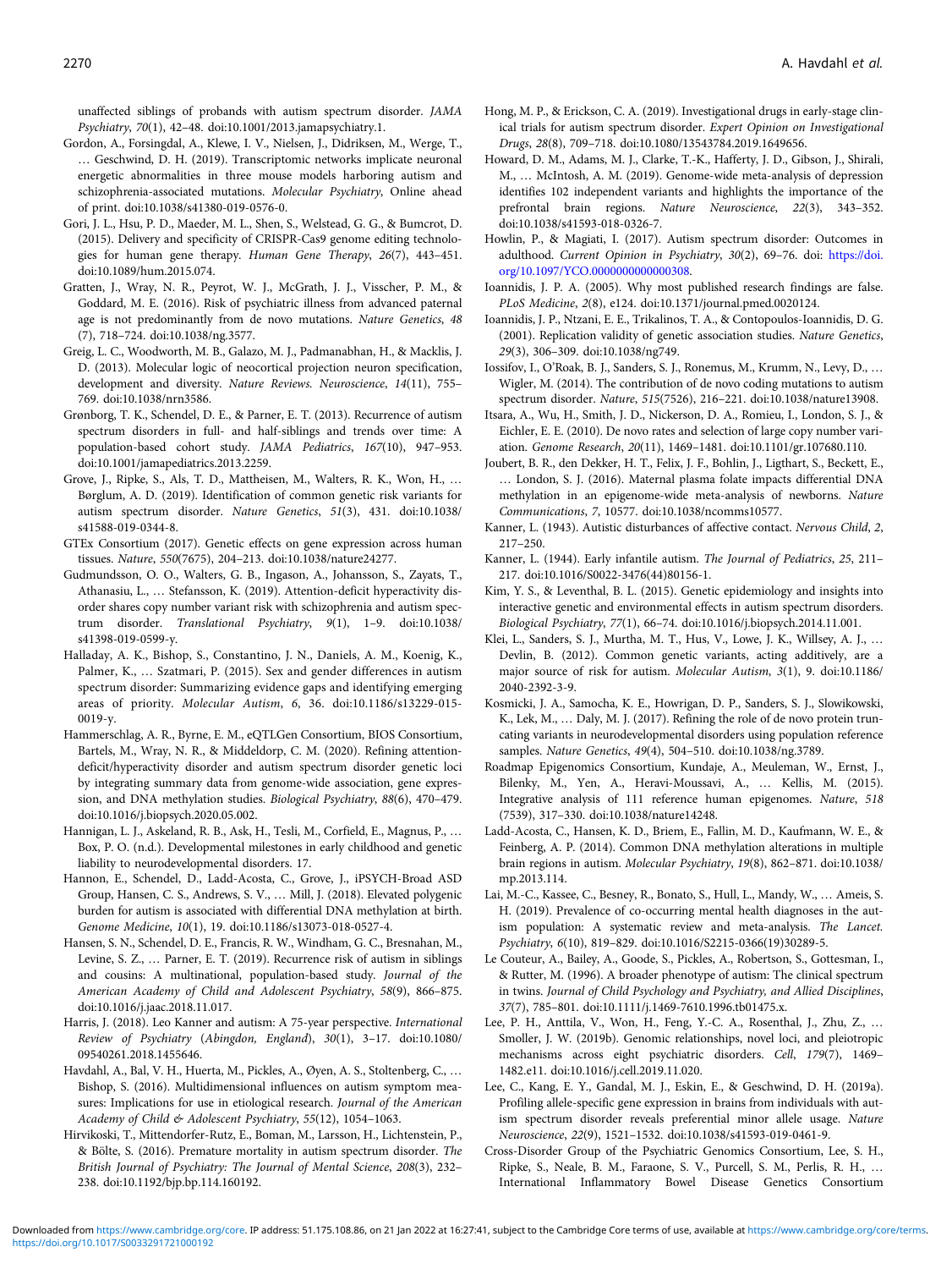unaffected siblings of probands with autism spectrum disorder. *JAMA Psychiatry*, *70*(1), 42–48. doi:10.1001/2013.jamapsychiatry.1.

Gordon, A., Forsingdal, A., Klewe, I. V., Nielsen, J., Didriksen, M., Werge, T., … Geschwind, D. H. (2019). Transcriptomic networks implicate neuronal energetic abnormalities in three mouse models harboring autism and schizophrenia-associated mutations. *Molecular Psychiatry*, Online ahead of print. doi:10.1038/s41380-019-0576-0.

Gori, J. L., Hsu, P. D., Maeder, M. L., Shen, S., Welstead, G. G., & Bumcrot, D. (2015). Delivery and specificity of CRISPR-Cas9 genome editing technologies for human gene therapy. *Human Gene Therapy*, *26*(7), 443–451. doi:10.1089/hum.2015.074.

Gratten, J., Wray, N. R., Peyrot, W. J., McGrath, J. J., Visscher, P. M., & Goddard, M. E. (2016). Risk of psychiatric illness from advanced paternal age is not predominantly from de novo mutations. *Nature Genetics*, *48* (7), 718–724. doi:10.1038/ng.3577.

Greig, L. C., Woodworth, M. B., Galazo, M. J., Padmanabhan, H., & Macklis, J. D. (2013). Molecular logic of neocortical projection neuron specification, development and diversity. *Nature Reviews. Neuroscience*, *14*(11), 755–769. doi:10.1038/nrn3586.

Grønborg, T. K., Schendel, D. E., & Parner, E. T. (2013). Recurrence of autism spectrum disorders in full- and half-siblings and trends over time: A population-based cohort study. *JAMA Pediatrics*, *167*(10), 947–953. doi:10.1001/jamapediatrics.2013.2259.

Grove, J., Ripke, S., Als, T. D., Mattheisen, M., Walters, R. K., Won, H., … Børglum, A. D. (2019). Identification of common genetic risk variants for autism spectrum disorder. *Nature Genetics*, *51*(3), 431. doi:10.1038/s41588-019-0344-8.

GTEx Consortium (2017). Genetic effects on gene expression across human tissues. *Nature*, *550*(7675), 204–213. doi:10.1038/nature24277.

Gudmundsson, O. O., Walters, G. B., Ingason, A., Johansson, S., Zayats, T., Athanasiu, L., … Stefansson, K. (2019). Attention-deficit hyperactivity disorder shares copy number variant risk with schizophrenia and autism spectrum disorder. *Translational Psychiatry*, *9*(1), 1–9. doi:10.1038/s41398-019-0599-y.

Halladay, A. K., Bishop, S., Constantino, J. N., Daniels, A. M., Koenig, K., Palmer, K., … Szatmari, P. (2015). Sex and gender differences in autism spectrum disorder: Summarizing evidence gaps and identifying emerging areas of priority. *Molecular Autism*, *6*, 36. doi:10.1186/s13229-015-0019-y.

Hammerschlag, A. R., Byrne, E. M., eQTLGen Consortium, BIOS Consortium, Bartels, M., Wray, N. R., & Middeldorp, C. M. (2020). Refining attention-deficit/hyperactivity disorder and autism spectrum disorder genetic loci by integrating summary data from genome-wide association, gene expression, and DNA methylation studies. *Biological Psychiatry*, *88*(6), 470–479. doi:10.1016/j.biopsych.2020.05.002.

Hannigan, L. J., Askeland, R. B., Ask, H., Tesli, M., Corfield, E., Magnus, P., … Box, P. O. (n.d.). Developmental milestones in early childhood and genetic liability to neurodevelopmental disorders. 17.

Hannon, E., Schendel, D., Ladd-Acosta, C., Grove, J., iPSYCH-Broad ASD Group, Hansen, C. S., Andrews, S. V., … Mill, J. (2018). Elevated polygenic burden for autism is associated with differential DNA methylation at birth. *Genome Medicine*, *10*(1), 19. doi:10.1186/s13073-018-0527-4.

Hansen, S. N., Schendel, D. E., Francis, R. W., Windham, G. C., Bresnahan, M., Levine, S. Z., … Parner, E. T. (2019). Recurrence risk of autism in siblings and cousins: A multinational, population-based study. *Journal of the American Academy of Child and Adolescent Psychiatry*, *58*(9), 866–875. doi:10.1016/j.jaac.2018.11.017.

Harris, J. (2018). Leo Kanner and autism: A 75-year perspective. *International Review of Psychiatry (Abingdon, England)*, *30*(1), 3–17. doi:10.1080/09540261.2018.1455646.

Havdahl, A., Bal, V. H., Huerta, M., Pickles, A., Øyen, A. S., Stoltenberg, C., … Bishop, S. (2016). Multidimensional influences on autism symptom measures: Implications for use in etiological research. *Journal of the American Academy of Child & Adolescent Psychiatry*, *55*(12), 1054–1063.

Hirvikoski, T., Mittendorfer-Rutz, E., Boman, M., Larsson, H., Lichtenstein, P., & Bölte, S. (2016). Premature mortality in autism spectrum disorder. *The British Journal of Psychiatry: The Journal of Mental Science*, *208*(3), 232–238. doi:10.1192/bjp.bp.114.160192.

Hong, M. P., & Erickson, C. A. (2019). Investigational drugs in early-stage clinical trials for autism spectrum disorder. *Expert Opinion on Investigational Drugs*, *28*(8), 709–718. doi:10.1080/13543784.2019.1649656.

Howard, D. M., Adams, M. J., Clarke, T.-K., Hafferty, J. D., Gibson, J., Shirali, M., … McIntosh, A. M. (2019). Genome-wide meta-analysis of depression identifies 102 independent variants and highlights the importance of the prefrontal brain regions. *Nature Neuroscience*, *22*(3), 343–352. doi:10.1038/s41593-018-0326-7.

Howlin, P., & Magiati, I. (2017). Autism spectrum disorder: Outcomes in adulthood. *Current Opinion in Psychiatry*, *30*(2), 69–76. doi: https://doi.org/10.1097/YCO.0000000000000308.

Ioannidis, J. P. A. (2005). Why most published research findings are false. *PLoS Medicine*, *2*(8), e124. doi:10.1371/journal.pmed.0020124.

Ioannidis, J. P., Ntzani, E. E., Trikalinos, T. A., & Contopoulos-Ioannidis, D. G. (2001). Replication validity of genetic association studies. *Nature Genetics*, *29*(3), 306–309. doi:10.1038/ng749.

Iossifov, I., O'Roak, B. J., Sanders, S. J., Ronemus, M., Krumm, N., Levy, D., … Wigler, M. (2014). The contribution of de novo coding mutations to autism spectrum disorder. *Nature*, *515*(7526), 216–221. doi:10.1038/nature13908.

Itsara, A., Wu, H., Smith, J. D., Nickerson, D. A., Romieu, I., London, S. J., & Eichler, E. E. (2010). De novo rates and selection of large copy number variation. *Genome Research*, *20*(11), 1469–1481. doi:10.1101/gr.107680.110.

Joubert, B. R., den Dekker, H. T., Felix, J. F., Bohlin, J., Ligthart, S., Beckett, E., … London, S. J. (2016). Maternal plasma folate impacts differential DNA methylation in an epigenome-wide meta-analysis of newborns. *Nature Communications*, *7*, 10577. doi:10.1038/ncomms10577.

Kanner, L. (1943). Autistic disturbances of affective contact. *Nervous Child*, *2*, 217–250.

Kanner, L. (1944). Early infantile autism. *The Journal of Pediatrics*, *25*, 211–217. doi:10.1016/S0022-3476(44)80156-1.

Kim, Y. S., & Leventhal, B. L. (2015). Genetic epidemiology and insights into interactive genetic and environmental effects in autism spectrum disorders. *Biological Psychiatry*, *77*(1), 66–74. doi:10.1016/j.biopsych.2014.11.001.

Klei, L., Sanders, S. J., Murtha, M. T., Hus, V., Lowe, J. K., Willsey, A. J., … Devlin, B. (2012). Common genetic variants, acting additively, are a major source of risk for autism. *Molecular Autism*, *3*(1), 9. doi:10.1186/2040-2392-3-9.

Kosmicki, J. A., Samocha, K. E., Howrigan, D. P., Sanders, S. J., Slowikowski, K., Lek, M., … Daly, M. J. (2017). Refining the role of de novo protein truncating variants in neurodevelopmental disorders using population reference samples. *Nature Genetics*, *49*(4), 504–510. doi:10.1038/ng.3789.

Roadmap Epigenomics Consortium, Kundaje, A., Meuleman, W., Ernst, J., Bilenky, M., Yen, A., Heravi-Moussavi, A., … Kellis, M. (2015). Integrative analysis of 111 reference human epigenomes. *Nature*, *518* (7539), 317–330. doi:10.1038/nature14248.

Ladd-Acosta, C., Hansen, K. D., Briem, E., Fallin, M. D., Kaufmann, W. E., & Feinberg, A. P. (2014). Common DNA methylation alterations in multiple brain regions in autism. *Molecular Psychiatry*, *19*(8), 862–871. doi:10.1038/mp.2013.114.

Lai, M.-C., Kassee, C., Besney, R., Bonato, S., Hull, L., Mandy, W., … Ameis, S. H. (2019). Prevalence of co-occurring mental health diagnoses in the autism population: A systematic review and meta-analysis. *The Lancet. Psychiatry*, *6*(10), 819–829. doi:10.1016/S2215-0366(19)30289-5.

Le Couteur, A., Bailey, A., Goode, S., Pickles, A., Robertson, S., Gottesman, I., & Rutter, M. (1996). A broader phenotype of autism: The clinical spectrum in twins. *Journal of Child Psychology and Psychiatry, and Allied Disciplines*, *37*(7), 785–801. doi:10.1111/j.1469-7610.1996.tb01475.x.

Lee, P. H., Anttila, V., Won, H., Feng, Y.-C. A., Rosenthal, J., Zhu, Z., … Smoller, J. W. (2019b). Genomic relationships, novel loci, and pleiotropic mechanisms across eight psychiatric disorders. *Cell*, *179*(7), 1469–1482.e11. doi:10.1016/j.cell.2019.11.020.

Lee, C., Kang, E. Y., Gandal, M. J., Eskin, E., & Geschwind, D. H. (2019a). Profiling allele-specific gene expression in brains from individuals with autism spectrum disorder reveals preferential minor allele usage. *Nature Neuroscience*, *22*(9), 1521–1532. doi:10.1038/s41593-019-0461-9.

Cross-Disorder Group of the Psychiatric Genomics Consortium, Lee, S. H., Ripke, S., Neale, B. M., Faraone, S. V., Purcell, S. M., Perlis, R. H., … International Inflammatory Bowel Disease Genetics Consortium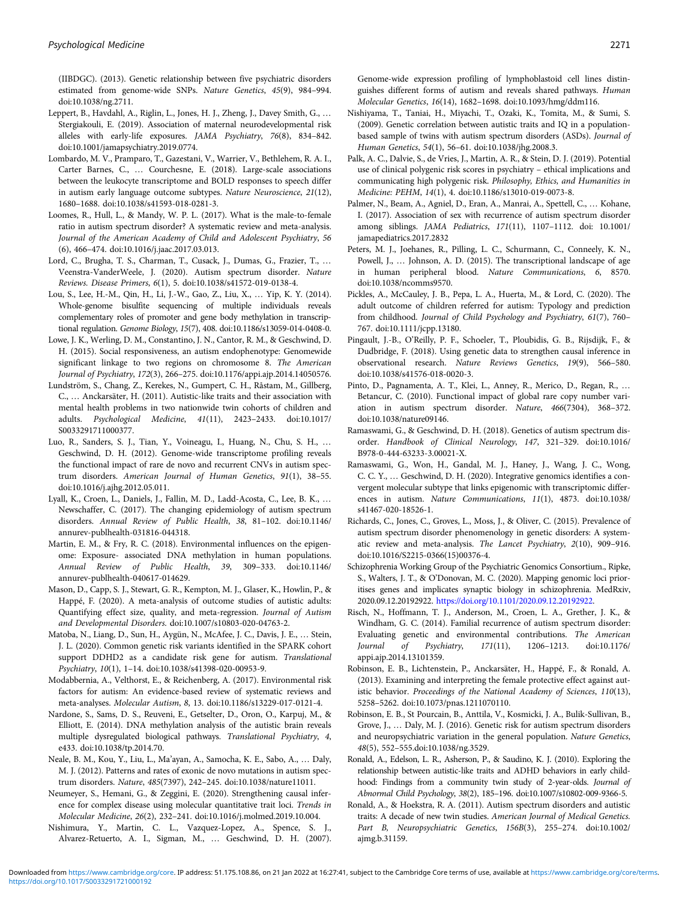(IIBDGC). (2013). Genetic relationship between five psychiatric disorders estimated from genome-wide SNPs. *Nature Genetics*, *45*(9), 984–994. doi:10.1038/ng.2711.

Leppert, B., Havdahl, A., Riglin, L., Jones, H. J., Zheng, J., Davey Smith, G., … Stergiakouli, E. (2019). Association of maternal neurodevelopmental risk alleles with early-life exposures. *JAMA Psychiatry*, *76*(8), 834–842. doi:10.1001/jamapsychiatry.2019.0774.

Lombardo, M. V., Pramparo, T., Gazestani, V., Warrier, V., Bethlehem, R. A. I., Carter Barnes, C., … Courchesne, E. (2018). Large-scale associations between the leukocyte transcriptome and BOLD responses to speech differ in autism early language outcome subtypes. *Nature Neuroscience*, *21*(12), 1680–1688. doi:10.1038/s41593-018-0281-3.

Loomes, R., Hull, L., & Mandy, W. P. L. (2017). What is the male-to-female ratio in autism spectrum disorder? A systematic review and meta-analysis. *Journal of the American Academy of Child and Adolescent Psychiatry*, *56* (6), 466–474. doi:10.1016/j.jaac.2017.03.013.

Lord, C., Brugha, T. S., Charman, T., Cusack, J., Dumas, G., Frazier, T., … Veenstra-VanderWeele, J. (2020). Autism spectrum disorder. *Nature Reviews. Disease Primers*, *6*(1), 5. doi:10.1038/s41572-019-0138-4.

Lou, S., Lee, H.-M., Qin, H., Li, J.-W., Gao, Z., Liu, X., … Yip, K. Y. (2014). Whole-genome bisulfite sequencing of multiple individuals reveals complementary roles of promoter and gene body methylation in transcriptional regulation. *Genome Biology*, *15*(7), 408. doi:10.1186/s13059-014-0408-0.

Lowe, J. K., Werling, D. M., Constantino, J. N., Cantor, R. M., & Geschwind, D. H. (2015). Social responsiveness, an autism endophenotype: Genomewide significant linkage to two regions on chromosome 8. *The American Journal of Psychiatry*, *172*(3), 266–275. doi:10.1176/appi.ajp.2014.14050576.

Lundström, S., Chang, Z., Kerekes, N., Gumpert, C. H., Råstam, M., Gillberg, C., … Anckarsäter, H. (2011). Autistic-like traits and their association with mental health problems in two nationwide twin cohorts of children and adults. *Psychological Medicine*, *41*(11), 2423–2433. doi:10.1017/S0033291711000377.

Luo, R., Sanders, S. J., Tian, Y., Voineagu, I., Huang, N., Chu, S. H., … Geschwind, D. H. (2012). Genome-wide transcriptome profiling reveals the functional impact of rare de novo and recurrent CNVs in autism spectrum disorders. *American Journal of Human Genetics*, *91*(1), 38–55. doi:10.1016/j.ajhg.2012.05.011.

Lyall, K., Croen, L., Daniels, J., Fallin, M. D., Ladd-Acosta, C., Lee, B. K., … Newschaffer, C. (2017). The changing epidemiology of autism spectrum disorders. *Annual Review of Public Health*, *38*, 81–102. doi:10.1146/annurev-publhealth-031816-044318.

Martin, E. M., & Fry, R. C. (2018). Environmental influences on the epigenome: Exposure- associated DNA methylation in human populations. *Annual Review of Public Health*, *39*, 309–333. doi:10.1146/annurev-publhealth-040617-014629.

Mason, D., Capp, S. J., Stewart, G. R., Kempton, M. J., Glaser, K., Howlin, P., & Happé, F. (2020). A meta-analysis of outcome studies of autistic adults: Quantifying effect size, quality, and meta-regression. *Journal of Autism and Developmental Disorders*. doi:10.1007/s10803-020-04763-2.

Matoba, N., Liang, D., Sun, H., Aygün, N., McAfee, J. C., Davis, J. E., … Stein, J. L. (2020). Common genetic risk variants identified in the SPARK cohort support DDHD2 as a candidate risk gene for autism. *Translational Psychiatry*, *10*(1), 1–14. doi:10.1038/s41398-020-00953-9.

Modabbernia, A., Velthorst, E., & Reichenberg, A. (2017). Environmental risk factors for autism: An evidence-based review of systematic reviews and meta-analyses. *Molecular Autism*, *8*, 13. doi:10.1186/s13229-017-0121-4.

Nardone, S., Sams, D. S., Reuveni, E., Getselter, D., Oron, O., Karpuj, M., & Elliott, E. (2014). DNA methylation analysis of the autistic brain reveals multiple dysregulated biological pathways. *Translational Psychiatry*, *4*, e433. doi:10.1038/tp.2014.70.

Neale, B. M., Kou, Y., Liu, L., Ma'ayan, A., Samocha, K. E., Sabo, A., … Daly, M. J. (2012). Patterns and rates of exonic de novo mutations in autism spectrum disorders. *Nature*, *485*(7397), 242–245. doi:10.1038/nature11011.

Neumeyer, S., Hemani, G., & Zeggini, E. (2020). Strengthening causal inference for complex disease using molecular quantitative trait loci. *Trends in Molecular Medicine*, *26*(2), 232–241. doi:10.1016/j.molmed.2019.10.004.

Nishimura, Y., Martin, C. L., Vazquez-Lopez, A., Spence, S. J., Alvarez-Retuerto, A. I., Sigman, M., … Geschwind, D. H. (2007). Genome-wide expression profiling of lymphoblastoid cell lines distinguishes different forms of autism and reveals shared pathways. *Human Molecular Genetics*, *16*(14), 1682–1698. doi:10.1093/hmg/ddm116.

Nishiyama, T., Taniai, H., Miyachi, T., Ozaki, K., Tomita, M., & Sumi, S. (2009). Genetic correlation between autistic traits and IQ in a population-based sample of twins with autism spectrum disorders (ASDs). *Journal of Human Genetics*, *54*(1), 56–61. doi:10.1038/jhg.2008.3.

Palk, A. C., Dalvie, S., de Vries, J., Martin, A. R., & Stein, D. J. (2019). Potential use of clinical polygenic risk scores in psychiatry – ethical implications and communicating high polygenic risk. *Philosophy, Ethics, and Humanities in Medicine: PEHM*, *14*(1), 4. doi:10.1186/s13010-019-0073-8.

Palmer, N., Beam, A., Agniel, D., Eran, A., Manrai, A., Spettell, C., … Kohane, I. (2017). Association of sex with recurrence of autism spectrum disorder among siblings. *JAMA Pediatrics*, *171*(11), 1107–1112. doi: 10.1001/jamapediatrics.2017.2832

Peters, M. J., Joehanes, R., Pilling, L. C., Schurmann, C., Conneely, K. N., Powell, J., … Johnson, A. D. (2015). The transcriptional landscape of age in human peripheral blood. *Nature Communications*, *6*, 8570. doi:10.1038/ncomms9570.

Pickles, A., McCauley, J. B., Pepa, L. A., Huerta, M., & Lord, C. (2020). The adult outcome of children referred for autism: Typology and prediction from childhood. *Journal of Child Psychology and Psychiatry*, *61*(7), 760–767. doi:10.1111/jcpp.13180.

Pingault, J.-B., O'Reilly, P. F., Schoeler, T., Ploubidis, G. B., Rijsdijk, F., & Dudbridge, F. (2018). Using genetic data to strengthen causal inference in observational research. *Nature Reviews Genetics*, *19*(9), 566–580. doi:10.1038/s41576-018-0020-3.

Pinto, D., Pagnamenta, A. T., Klei, L., Anney, R., Merico, D., Regan, R., … Betancur, C. (2010). Functional impact of global rare copy number variation in autism spectrum disorder. *Nature*, *466*(7304), 368–372. doi:10.1038/nature09146.

Ramaswami, G., & Geschwind, D. H. (2018). Genetics of autism spectrum disorder. *Handbook of Clinical Neurology*, *147*, 321–329. doi:10.1016/B978-0-444-63233-3.00021-X.

Ramaswami, G., Won, H., Gandal, M. J., Haney, J., Wang, J. C., Wong, C. C. Y., … Geschwind, D. H. (2020). Integrative genomics identifies a convergent molecular subtype that links epigenomic with transcriptomic differences in autism. *Nature Communications*, *11*(1), 4873. doi:10.1038/s41467-020-18526-1.

Richards, C., Jones, C., Groves, L., Moss, J., & Oliver, C. (2015). Prevalence of autism spectrum disorder phenomenology in genetic disorders: A systematic review and meta-analysis. *The Lancet Psychiatry*, *2*(10), 909–916. doi:10.1016/S2215-0366(15)00376-4.

Schizophrenia Working Group of the Psychiatric Genomics Consortium., Ripke, S., Walters, J. T., & O'Donovan, M. C. (2020). Mapping genomic loci prioritises genes and implicates synaptic biology in schizophrenia. MedRxiv, 2020.09.12.20192922. https://doi.org/10.1101/2020.09.12.20192922.

Risch, N., Hoffmann, T. J., Anderson, M., Croen, L. A., Grether, J. K., & Windham, G. C. (2014). Familial recurrence of autism spectrum disorder: Evaluating genetic and environmental contributions. *The American Journal of Psychiatry*, *171*(11), 1206–1213. doi:10.1176/appi.ajp.2014.13101359.

Robinson, E. B., Lichtenstein, P., Anckarsäter, H., Happé, F., & Ronald, A. (2013). Examining and interpreting the female protective effect against autistic behavior. *Proceedings of the National Academy of Sciences*, *110*(13), 5258–5262. doi:10.1073/pnas.1211070110.

Robinson, E. B., St Pourcain, B., Anttila, V., Kosmicki, J. A., Bulik-Sullivan, B., Grove, J., … Daly, M. J. (2016). Genetic risk for autism spectrum disorders and neuropsychiatric variation in the general population. *Nature Genetics*, *48*(5), 552–555.doi:10.1038/ng.3529.

Ronald, A., Edelson, L. R., Asherson, P., & Saudino, K. J. (2010). Exploring the relationship between autistic-like traits and ADHD behaviors in early childhood: Findings from a community twin study of 2-year-olds. *Journal of Abnormal Child Psychology*, *38*(2), 185–196. doi:10.1007/s10802-009-9366-5.

Ronald, A., & Hoekstra, R. A. (2011). Autism spectrum disorders and autistic traits: A decade of new twin studies. *American Journal of Medical Genetics. Part B, Neuropsychiatric Genetics*, *156B*(3), 255–274. doi:10.1002/ajmg.b.31159.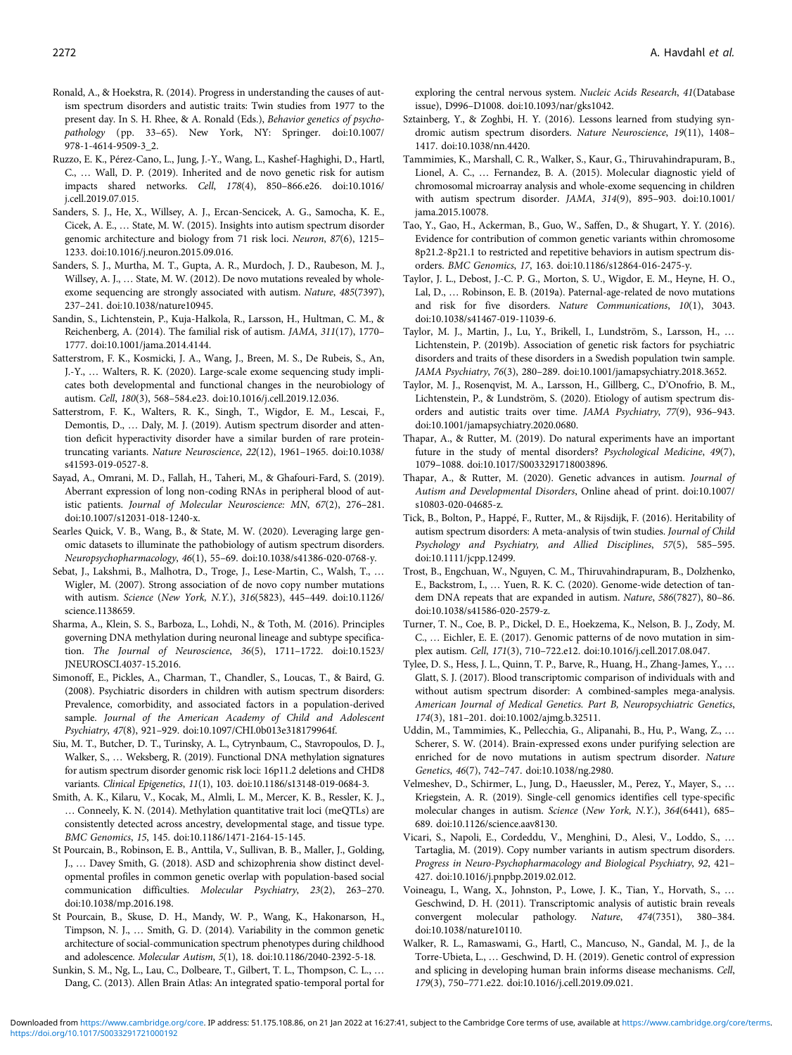Ronald, A., & Hoekstra, R. (2014). Progress in understanding the causes of autism spectrum disorders and autistic traits: Twin studies from 1977 to the present day. In S. H. Rhee, & A. Ronald (Eds.), *Behavior genetics of psychopathology* (pp. 33–65). New York, NY: Springer. doi:10.1007/978-1-4614-9509-3_2.

Ruzzo, E. K., Pérez-Cano, L., Jung, J.-Y., Wang, L., Kashef-Haghighi, D., Hartl, C., … Wall, D. P. (2019). Inherited and de novo genetic risk for autism impacts shared networks. *Cell*, *178*(4), 850–866.e26. doi:10.1016/j.cell.2019.07.015.

Sanders, S. J., He, X., Willsey, A. J., Ercan-Sencicek, A. G., Samocha, K. E., Cicek, A. E., … State, M. W. (2015). Insights into autism spectrum disorder genomic architecture and biology from 71 risk loci. *Neuron*, *87*(6), 1215–1233. doi:10.1016/j.neuron.2015.09.016.

Sanders, S. J., Murtha, M. T., Gupta, A. R., Murdoch, J. D., Raubeson, M. J., Willsey, A. J., … State, M. W. (2012). De novo mutations revealed by whole-exome sequencing are strongly associated with autism. *Nature*, *485*(7397), 237–241. doi:10.1038/nature10945.

Sandin, S., Lichtenstein, P., Kuja-Halkola, R., Larsson, H., Hultman, C. M., & Reichenberg, A. (2014). The familial risk of autism. *JAMA*, *311*(17), 1770–1777. doi:10.1001/jama.2014.4144.

Satterstrom, F. K., Kosmicki, J. A., Wang, J., Breen, M. S., De Rubeis, S., An, J.-Y., … Walters, R. K. (2020). Large-scale exome sequencing study implicates both developmental and functional changes in the neurobiology of autism. *Cell*, *180*(3), 568–584.e23. doi:10.1016/j.cell.2019.12.036.

Satterstrom, F. K., Walters, R. K., Singh, T., Wigdor, E. M., Lescai, F., Demontis, D., … Daly, M. J. (2019). Autism spectrum disorder and attention deficit hyperactivity disorder have a similar burden of rare protein-truncating variants. *Nature Neuroscience*, *22*(12), 1961–1965. doi:10.1038/s41593-019-0527-8.

Sayad, A., Omrani, M. D., Fallah, H., Taheri, M., & Ghafouri-Fard, S. (2019). Aberrant expression of long non-coding RNAs in peripheral blood of autistic patients. *Journal of Molecular Neuroscience: MN*, *67*(2), 276–281. doi:10.1007/s12031-018-1240-x.

Searles Quick, V. B., Wang, B., & State, M. W. (2020). Leveraging large genomic datasets to illuminate the pathobiology of autism spectrum disorders. *Neuropsychopharmacology*, *46*(1), 55–69. doi:10.1038/s41386-020-0768-y.

Sebat, J., Lakshmi, B., Malhotra, D., Troge, J., Lese-Martin, C., Walsh, T., … Wigler, M. (2007). Strong association of de novo copy number mutations with autism. *Science* (*New York, N.Y.*), *316*(5823), 445–449. doi:10.1126/science.1138659.

Sharma, A., Klein, S. S., Barboza, L., Lohdi, N., & Toth, M. (2016). Principles governing DNA methylation during neuronal lineage and subtype specification. *The Journal of Neuroscience*, *36*(5), 1711–1722. doi:10.1523/JNEUROSCI.4037-15.2016.

Simonoff, E., Pickles, A., Charman, T., Chandler, S., Loucas, T., & Baird, G. (2008). Psychiatric disorders in children with autism spectrum disorders: Prevalence, comorbidity, and associated factors in a population-derived sample. *Journal of the American Academy of Child and Adolescent Psychiatry*, *47*(8), 921–929. doi:10.1097/CHI.0b013e318179964f.

Siu, M. T., Butcher, D. T., Turinsky, A. L., Cytrynbaum, C., Stavropoulos, D. J., Walker, S., … Weksberg, R. (2019). Functional DNA methylation signatures for autism spectrum disorder genomic risk loci: 16p11.2 deletions and CHD8 variants. *Clinical Epigenetics*, *11*(1), 103. doi:10.1186/s13148-019-0684-3.

Smith, A. K., Kilaru, V., Kocak, M., Almli, L. M., Mercer, K. B., Ressler, K. J., … Conneely, K. N. (2014). Methylation quantitative trait loci (meQTLs) are consistently detected across ancestry, developmental stage, and tissue type. *BMC Genomics*, *15*, 145. doi:10.1186/1471-2164-15-145.

St Pourcain, B., Robinson, E. B., Anttila, V., Sullivan, B. B., Maller, J., Golding, J., … Davey Smith, G. (2018). ASD and schizophrenia show distinct developmental profiles in common genetic overlap with population-based social communication difficulties. *Molecular Psychiatry*, *23*(2), 263–270. doi:10.1038/mp.2016.198.

St Pourcain, B., Skuse, D. H., Mandy, W. P., Wang, K., Hakonarson, H., Timpson, N. J., … Smith, G. D. (2014). Variability in the common genetic architecture of social-communication spectrum phenotypes during childhood and adolescence. *Molecular Autism*, *5*(1), 18. doi:10.1186/2040-2392-5-18.

Sunkin, S. M., Ng, L., Lau, C., Dolbeare, T., Gilbert, T. L., Thompson, C. L., … Dang, C. (2013). Allen Brain Atlas: An integrated spatio-temporal portal for exploring the central nervous system. *Nucleic Acids Research*, *41*(Database issue), D996–D1008. doi:10.1093/nar/gks1042.

Sztainberg, Y., & Zoghbi, H. Y. (2016). Lessons learned from studying syndromic autism spectrum disorders. *Nature Neuroscience*, *19*(11), 1408–1417. doi:10.1038/nn.4420.

Tammimies, K., Marshall, C. R., Walker, S., Kaur, G., Thiruvahindrapuram, B., Lionel, A. C., … Fernandez, B. A. (2015). Molecular diagnostic yield of chromosomal microarray analysis and whole-exome sequencing in children with autism spectrum disorder. *JAMA*, *314*(9), 895–903. doi:10.1001/jama.2015.10078.

Tao, Y., Gao, H., Ackerman, B., Guo, W., Saffen, D., & Shugart, Y. Y. (2016). Evidence for contribution of common genetic variants within chromosome 8p21.2-8p21.1 to restricted and repetitive behaviors in autism spectrum disorders. *BMC Genomics*, *17*, 163. doi:10.1186/s12864-016-2475-y.

Taylor, J. L., Debost, J.-C. P. G., Morton, S. U., Wigdor, E. M., Heyne, H. O., Lal, D., … Robinson, E. B. (2019a). Paternal-age-related de novo mutations and risk for five disorders. *Nature Communications*, *10*(1), 3043. doi:10.1038/s41467-019-11039-6.

Taylor, M. J., Martin, J., Lu, Y., Brikell, I., Lundström, S., Larsson, H., … Lichtenstein, P. (2019b). Association of genetic risk factors for psychiatric disorders and traits of these disorders in a Swedish population twin sample. *JAMA Psychiatry*, *76*(3), 280–289. doi:10.1001/jamapsychiatry.2018.3652.

Taylor, M. J., Rosenqvist, M. A., Larsson, H., Gillberg, C., D'Onofrio, B. M., Lichtenstein, P., & Lundström, S. (2020). Etiology of autism spectrum disorders and autistic traits over time. *JAMA Psychiatry*, *77*(9), 936–943. doi:10.1001/jamapsychiatry.2020.0680.

Thapar, A., & Rutter, M. (2019). Do natural experiments have an important future in the study of mental disorders? *Psychological Medicine*, *49*(7), 1079–1088. doi:10.1017/S0033291718003896.

Thapar, A., & Rutter, M. (2020). Genetic advances in autism. *Journal of Autism and Developmental Disorders*, Online ahead of print. doi:10.1007/s10803-020-04685-z.

Tick, B., Bolton, P., Happé, F., Rutter, M., & Rijsdijk, F. (2016). Heritability of autism spectrum disorders: A meta-analysis of twin studies. *Journal of Child Psychology and Psychiatry, and Allied Disciplines*, *57*(5), 585–595. doi:10.1111/jcpp.12499.

Trost, B., Engchuan, W., Nguyen, C. M., Thiruvahindrapuram, B., Dolzhenko, E., Backstrom, I., … Yuen, R. K. C. (2020). Genome-wide detection of tandem DNA repeats that are expanded in autism. *Nature*, *586*(7827), 80–86. doi:10.1038/s41586-020-2579-z.

Turner, T. N., Coe, B. P., Dickel, D. E., Hoekzema, K., Nelson, B. J., Zody, M. C., … Eichler, E. E. (2017). Genomic patterns of de novo mutation in simplex autism. *Cell*, *171*(3), 710–722.e12. doi:10.1016/j.cell.2017.08.047.

Tylee, D. S., Hess, J. L., Quinn, T. P., Barve, R., Huang, H., Zhang-James, Y., … Glatt, S. J. (2017). Blood transcriptomic comparison of individuals with and without autism spectrum disorder: A combined-samples mega-analysis. *American Journal of Medical Genetics. Part B, Neuropsychiatric Genetics*, *174*(3), 181–201. doi:10.1002/ajmg.b.32511.

Uddin, M., Tammimies, K., Pellecchia, G., Alipanahi, B., Hu, P., Wang, Z., … Scherer, S. W. (2014). Brain-expressed exons under purifying selection are enriched for de novo mutations in autism spectrum disorder. *Nature Genetics*, *46*(7), 742–747. doi:10.1038/ng.2980.

Velmeshev, D., Schirmer, L., Jung, D., Haeussler, M., Perez, Y., Mayer, S., … Kriegstein, A. R. (2019). Single-cell genomics identifies cell type-specific molecular changes in autism. *Science* (*New York, N.Y.*), *364*(6441), 685–689. doi:10.1126/science.aav8130.

Vicari, S., Napoli, E., Cordeddu, V., Menghini, D., Alesi, V., Loddo, S., … Tartaglia, M. (2019). Copy number variants in autism spectrum disorders. *Progress in Neuro-Psychopharmacology and Biological Psychiatry*, *92*, 421–427. doi:10.1016/j.pnpbp.2019.02.012.

Voineagu, I., Wang, X., Johnston, P., Lowe, J. K., Tian, Y., Horvath, S., … Geschwind, D. H. (2011). Transcriptomic analysis of autistic brain reveals convergent molecular pathology. *Nature*, *474*(7351), 380–384. doi:10.1038/nature10110.

Walker, R. L., Ramaswami, G., Hartl, C., Mancuso, N., Gandal, M. J., de la Torre-Ubieta, L., … Geschwind, D. H. (2019). Genetic control of expression and splicing in developing human brain informs disease mechanisms. *Cell*, *179*(3), 750–771.e22. doi:10.1016/j.cell.2019.09.021.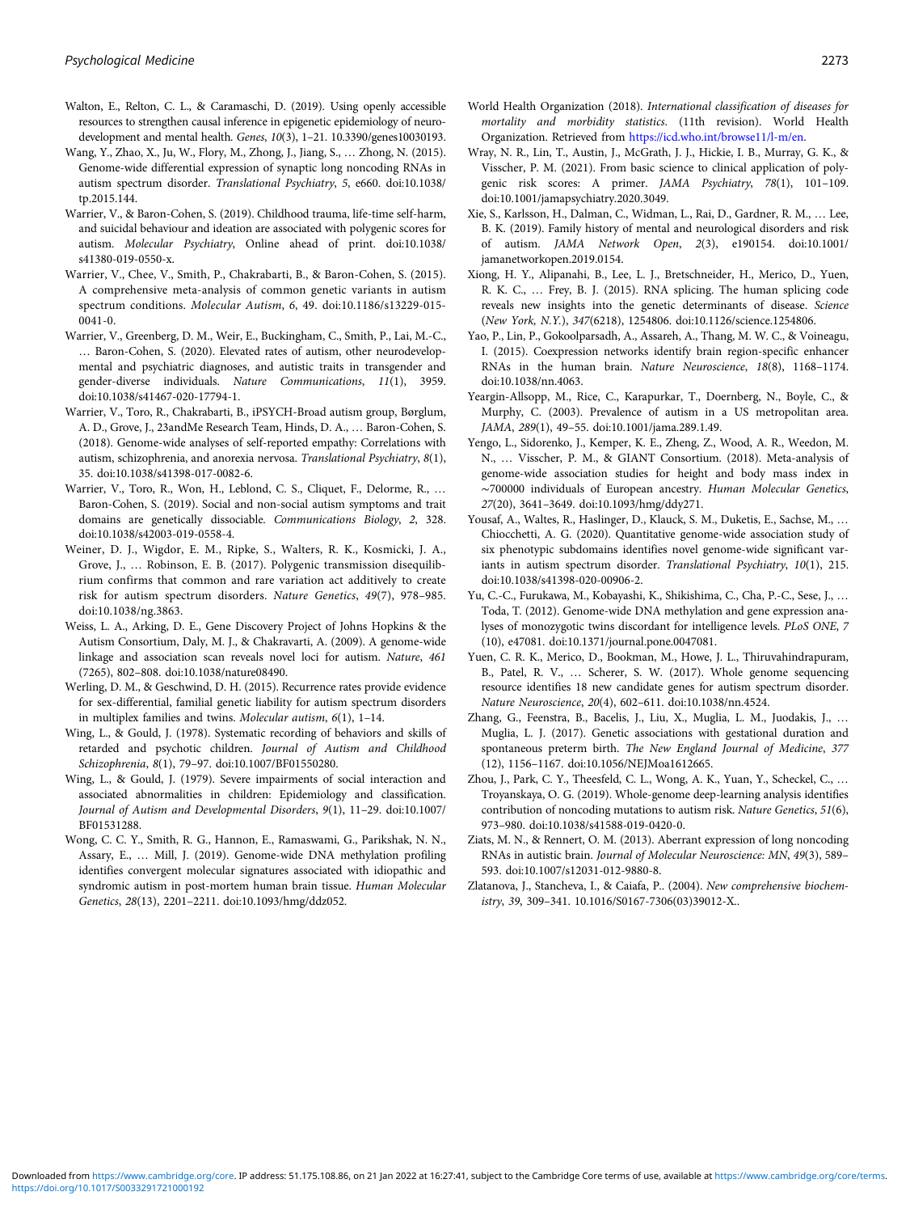Walton, E., Relton, C. L., & Caramaschi, D. (2019). Using openly accessible resources to strengthen causal inference in epigenetic epidemiology of neurodevelopment and mental health. *Genes*, *10*(3), 1–21. 10.3390/genes10030193.

Wang, Y., Zhao, X., Ju, W., Flory, M., Zhong, J., Jiang, S., … Zhong, N. (2015). Genome-wide differential expression of synaptic long noncoding RNAs in autism spectrum disorder. *Translational Psychiatry*, *5*, e660. doi:10.1038/tp.2015.144.

Warrier, V., & Baron-Cohen, S. (2019). Childhood trauma, life-time self-harm, and suicidal behaviour and ideation are associated with polygenic scores for autism. *Molecular Psychiatry*, Online ahead of print. doi:10.1038/s41380-019-0550-x.

Warrier, V., Chee, V., Smith, P., Chakrabarti, B., & Baron-Cohen, S. (2015). A comprehensive meta-analysis of common genetic variants in autism spectrum conditions. *Molecular Autism*, *6*, 49. doi:10.1186/s13229-015-0041-0.

Warrier, V., Greenberg, D. M., Weir, E., Buckingham, C., Smith, P., Lai, M.-C., … Baron-Cohen, S. (2020). Elevated rates of autism, other neurodevelopmental and psychiatric diagnoses, and autistic traits in transgender and gender-diverse individuals. *Nature Communications*, *11*(1), 3959. doi:10.1038/s41467-020-17794-1.

Warrier, V., Toro, R., Chakrabarti, B., iPSYCH-Broad autism group, Børglum, A. D., Grove, J., 23andMe Research Team, Hinds, D. A., … Baron-Cohen, S. (2018). Genome-wide analyses of self-reported empathy: Correlations with autism, schizophrenia, and anorexia nervosa. *Translational Psychiatry*, *8*(1), 35. doi:10.1038/s41398-017-0082-6.

Warrier, V., Toro, R., Won, H., Leblond, C. S., Cliquet, F., Delorme, R., … Baron-Cohen, S. (2019). Social and non-social autism symptoms and trait domains are genetically dissociable. *Communications Biology*, *2*, 328. doi:10.1038/s42003-019-0558-4.

Weiner, D. J., Wigdor, E. M., Ripke, S., Walters, R. K., Kosmicki, J. A., Grove, J., … Robinson, E. B. (2017). Polygenic transmission disequilibrium confirms that common and rare variation act additively to create risk for autism spectrum disorders. *Nature Genetics*, *49*(7), 978–985. doi:10.1038/ng.3863.

Weiss, L. A., Arking, D. E., Gene Discovery Project of Johns Hopkins & the Autism Consortium, Daly, M. J., & Chakravarti, A. (2009). A genome-wide linkage and association scan reveals novel loci for autism. *Nature*, *461* (7265), 802–808. doi:10.1038/nature08490.

Werling, D. M., & Geschwind, D. H. (2015). Recurrence rates provide evidence for sex-differential, familial genetic liability for autism spectrum disorders in multiplex families and twins. *Molecular autism*, *6*(1), 1–14.

Wing, L., & Gould, J. (1978). Systematic recording of behaviors and skills of retarded and psychotic children. *Journal of Autism and Childhood Schizophrenia*, *8*(1), 79–97. doi:10.1007/BF01550280.

Wing, L., & Gould, J. (1979). Severe impairments of social interaction and associated abnormalities in children: Epidemiology and classification. *Journal of Autism and Developmental Disorders*, *9*(1), 11–29. doi:10.1007/BF01531288.

Wong, C. C. Y., Smith, R. G., Hannon, E., Ramaswami, G., Parikshak, N. N., Assary, E., … Mill, J. (2019). Genome-wide DNA methylation profiling identifies convergent molecular signatures associated with idiopathic and syndromic autism in post-mortem human brain tissue. *Human Molecular Genetics*, *28*(13), 2201–2211. doi:10.1093/hmg/ddz052.

World Health Organization (2018). *International classification of diseases for mortality and morbidity statistics*. (11th revision). World Health Organization. Retrieved from https://icd.who.int/browse11/l-m/en.

Wray, N. R., Lin, T., Austin, J., McGrath, J. J., Hickie, I. B., Murray, G. K., & Visscher, P. M. (2021). From basic science to clinical application of polygenic risk scores: A primer. *JAMA Psychiatry*, *78*(1), 101–109. doi:10.1001/jamapsychiatry.2020.3049.

Xie, S., Karlsson, H., Dalman, C., Widman, L., Rai, D., Gardner, R. M., … Lee, B. K. (2019). Family history of mental and neurological disorders and risk of autism. *JAMA Network Open*, *2*(3), e190154. doi:10.1001/jamanetworkopen.2019.0154.

Xiong, H. Y., Alipanahi, B., Lee, L. J., Bretschneider, H., Merico, D., Yuen, R. K. C., … Frey, B. J. (2015). RNA splicing. The human splicing code reveals new insights into the genetic determinants of disease. *Science* (*New York, N.Y.*), *347*(6218), 1254806. doi:10.1126/science.1254806.

Yao, P., Lin, P., Gokoolparsadh, A., Assareh, A., Thang, M. W. C., & Voineagu, I. (2015). Coexpression networks identify brain region-specific enhancer RNAs in the human brain. *Nature Neuroscience*, *18*(8), 1168–1174. doi:10.1038/nn.4063.

Yeargin-Allsopp, M., Rice, C., Karapurkar, T., Doernberg, N., Boyle, C., & Murphy, C. (2003). Prevalence of autism in a US metropolitan area. *JAMA*, *289*(1), 49–55. doi:10.1001/jama.289.1.49.

Yengo, L., Sidorenko, J., Kemper, K. E., Zheng, Z., Wood, A. R., Weedon, M. N., … Visscher, P. M., & GIANT Consortium. (2018). Meta-analysis of genome-wide association studies for height and body mass index in ~700000 individuals of European ancestry. *Human Molecular Genetics*, *27*(20), 3641–3649. doi:10.1093/hmg/ddy271.

Yousaf, A., Waltes, R., Haslinger, D., Klauck, S. M., Duketis, E., Sachse, M., … Chiocchetti, A. G. (2020). Quantitative genome-wide association study of six phenotypic subdomains identifies novel genome-wide significant variants in autism spectrum disorder. *Translational Psychiatry*, *10*(1), 215. doi:10.1038/s41398-020-00906-2.

Yu, C.-C., Furukawa, M., Kobayashi, K., Shikishima, C., Cha, P.-C., Sese, J., … Toda, T. (2012). Genome-wide DNA methylation and gene expression analyses of monozygotic twins discordant for intelligence levels. *PLoS ONE*, *7* (10), e47081. doi:10.1371/journal.pone.0047081.

Yuen, C. R. K., Merico, D., Bookman, M., Howe, J. L., Thiruvahindrapuram, B., Patel, R. V., … Scherer, S. W. (2017). Whole genome sequencing resource identifies 18 new candidate genes for autism spectrum disorder. *Nature Neuroscience*, *20*(4), 602–611. doi:10.1038/nn.4524.

Zhang, G., Feenstra, B., Bacelis, J., Liu, X., Muglia, L. M., Juodakis, J., … Muglia, L. J. (2017). Genetic associations with gestational duration and spontaneous preterm birth. *The New England Journal of Medicine*, *377* (12), 1156–1167. doi:10.1056/NEJMoa1612665.

Zhou, J., Park, C. Y., Theesfeld, C. L., Wong, A. K., Yuan, Y., Scheckel, C., … Troyanskaya, O. G. (2019). Whole-genome deep-learning analysis identifies contribution of noncoding mutations to autism risk. *Nature Genetics*, *51*(6), 973–980. doi:10.1038/s41588-019-0420-0.

Ziats, M. N., & Rennert, O. M. (2013). Aberrant expression of long noncoding RNAs in autistic brain. *Journal of Molecular Neuroscience: MN*, *49*(3), 589–593. doi:10.1007/s12031-012-9880-8.

Zlatanova, J., Stancheva, I., & Caiafa, P.. (2004). *New comprehensive biochemistry*, *39*, 309–341. 10.1016/S0167-7306(03)39012-X..